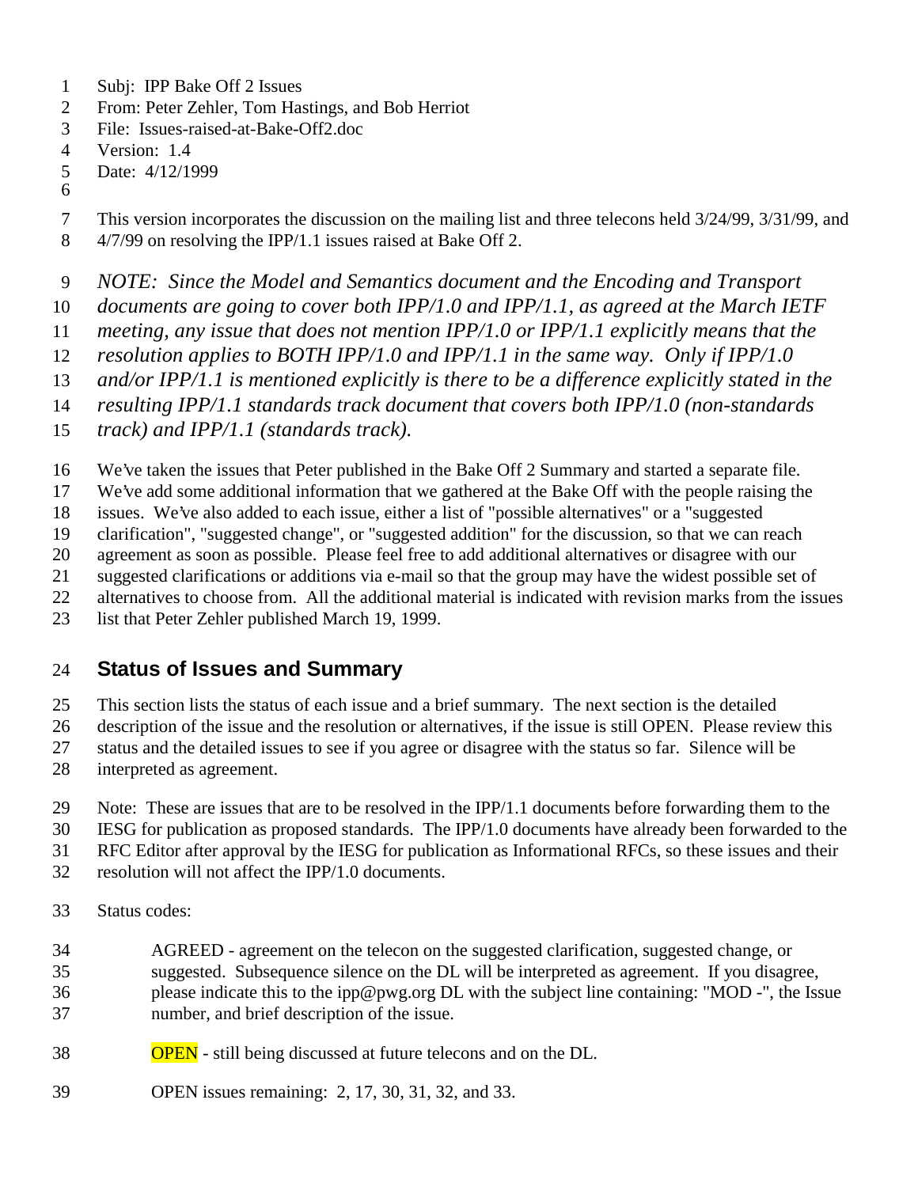Subj: IPP Bake Off 2 Issues
From: Peter Zehler, Tom Hastings, and Bob Herriot
File: Issues-raised-at-Bake-Off2.doc
Version: 1.4
Date: 4/12/1999

This version incorporates the discussion on the mailing list and three telecons held 3/24/99, 3/31/99, and 4/7/99 on resolving the IPP/1.1 issues raised at Bake Off 2.

*NOTE: Since the Model and Semantics document and the Encoding and Transport documents are going to cover both IPP/1.0 and IPP/1.1, as agreed at the March IETF meeting, any issue that does not mention IPP/1.0 or IPP/1.1 explicitly means that the resolution applies to BOTH IPP/1.0 and IPP/1.1 in the same way. Only if IPP/1.0 and/or IPP/1.1 is mentioned explicitly is there to be a difference explicitly stated in the resulting IPP/1.1 standards track document that covers both IPP/1.0 (non-standards track) and IPP/1.1 (standards track).*

We've taken the issues that Peter published in the Bake Off 2 Summary and started a separate file. We've add some additional information that we gathered at the Bake Off with the people raising the issues. We've also added to each issue, either a list of "possible alternatives" or a "suggested clarification", "suggested change", or "suggested addition" for the discussion, so that we can reach agreement as soon as possible. Please feel free to add additional alternatives or disagree with our suggested clarifications or additions via e-mail so that the group may have the widest possible set of alternatives to choose from. All the additional material is indicated with revision marks from the issues list that Peter Zehler published March 19, 1999.

## Status of Issues and Summary

This section lists the status of each issue and a brief summary. The next section is the detailed description of the issue and the resolution or alternatives, if the issue is still OPEN. Please review this status and the detailed issues to see if you agree or disagree with the status so far. Silence will be interpreted as agreement.

Note: These are issues that are to be resolved in the IPP/1.1 documents before forwarding them to the IESG for publication as proposed standards. The IPP/1.0 documents have already been forwarded to the RFC Editor after approval by the IESG for publication as Informational RFCs, so these issues and their resolution will not affect the IPP/1.0 documents.

Status codes:

AGREED - agreement on the telecon on the suggested clarification, suggested change, or suggested. Subsequence silence on the DL will be interpreted as agreement. If you disagree, please indicate this to the ipp@pwg.org DL with the subject line containing: "MOD -", the Issue number, and brief description of the issue.

OPEN - still being discussed at future telecons and on the DL.

OPEN issues remaining: 2, 17, 30, 31, 32, and 33.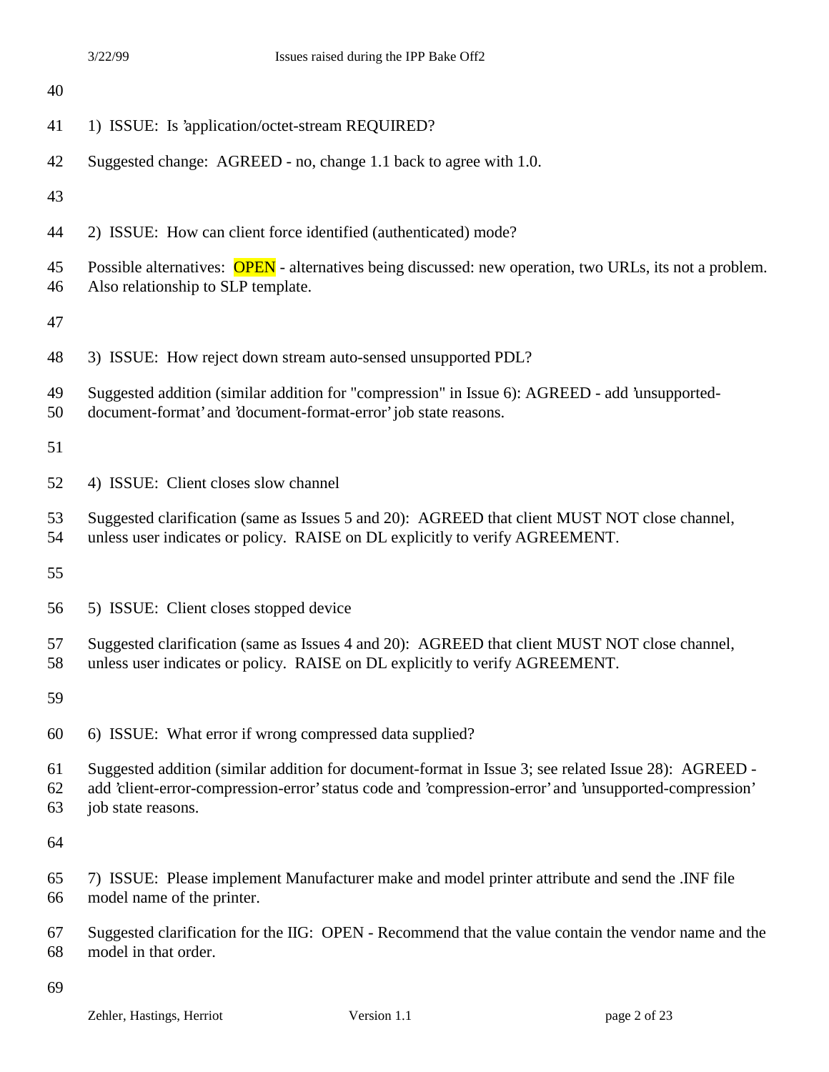1) ISSUE: Is 'application/octet-stream REQUIRED?

Suggested change: AGREED - no, change 1.1 back to agree with 1.0.

2) ISSUE: How can client force identified (authenticated) mode?

Possible alternatives: OPEN - alternatives being discussed: new operation, two URLs, its not a problem. Also relationship to SLP template.

3) ISSUE: How reject down stream auto-sensed unsupported PDL?

Suggested addition (similar addition for "compression" in Issue 6): AGREED - add 'unsupported-document-format' and 'document-format-error' job state reasons.

4) ISSUE: Client closes slow channel

Suggested clarification (same as Issues 5 and 20): AGREED that client MUST NOT close channel, unless user indicates or policy. RAISE on DL explicitly to verify AGREEMENT.

5) ISSUE: Client closes stopped device

Suggested clarification (same as Issues 4 and 20): AGREED that client MUST NOT close channel, unless user indicates or policy. RAISE on DL explicitly to verify AGREEMENT.

6) ISSUE: What error if wrong compressed data supplied?

Suggested addition (similar addition for document-format in Issue 3; see related Issue 28): AGREED - add 'client-error-compression-error' status code and 'compression-error' and 'unsupported-compression' job state reasons.

7) ISSUE: Please implement Manufacturer make and model printer attribute and send the .INF file model name of the printer.

Suggested clarification for the IIG: OPEN - Recommend that the value contain the vendor name and the model in that order.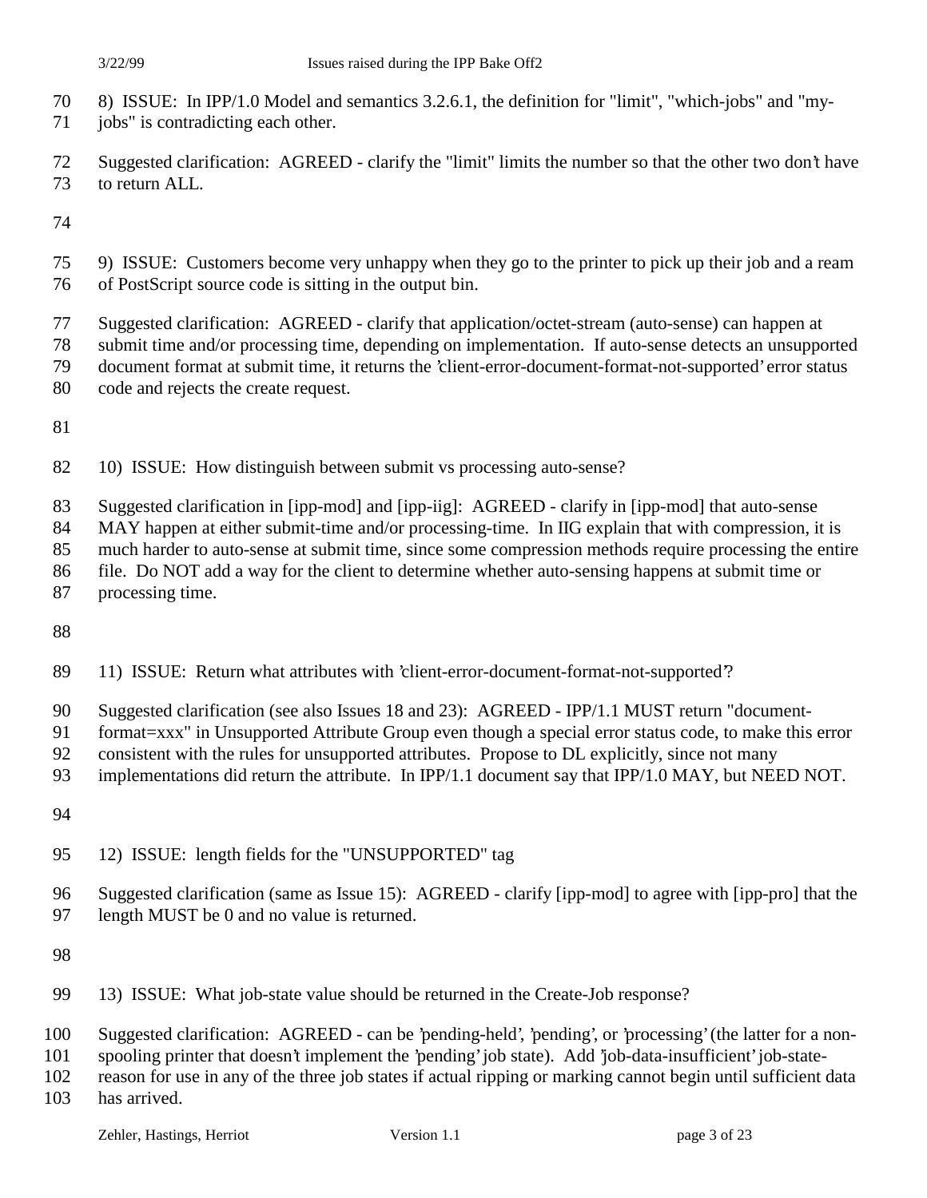8) ISSUE: In IPP/1.0 Model and semantics 3.2.6.1, the definition for "limit", "which-jobs" and "my-jobs" is contradicting each other.

Suggested clarification: AGREED - clarify the "limit" limits the number so that the other two don't have to return ALL.

9) ISSUE: Customers become very unhappy when they go to the printer to pick up their job and a ream of PostScript source code is sitting in the output bin.

Suggested clarification: AGREED - clarify that application/octet-stream (auto-sense) can happen at submit time and/or processing time, depending on implementation. If auto-sense detects an unsupported document format at submit time, it returns the 'client-error-document-format-not-supported' error status code and rejects the create request.

10) ISSUE: How distinguish between submit vs processing auto-sense?

Suggested clarification in [ipp-mod] and [ipp-iig]: AGREED - clarify in [ipp-mod] that auto-sense MAY happen at either submit-time and/or processing-time. In IIG explain that with compression, it is much harder to auto-sense at submit time, since some compression methods require processing the entire file. Do NOT add a way for the client to determine whether auto-sensing happens at submit time or processing time.

11) ISSUE: Return what attributes with 'client-error-document-format-not-supported'?

Suggested clarification (see also Issues 18 and 23): AGREED - IPP/1.1 MUST return "document-format=xxx" in Unsupported Attribute Group even though a special error status code, to make this error consistent with the rules for unsupported attributes. Propose to DL explicitly, since not many implementations did return the attribute. In IPP/1.1 document say that IPP/1.0 MAY, but NEED NOT.

12) ISSUE: length fields for the "UNSUPPORTED" tag

Suggested clarification (same as Issue 15): AGREED - clarify [ipp-mod] to agree with [ipp-pro] that the length MUST be 0 and no value is returned.

13) ISSUE: What job-state value should be returned in the Create-Job response?

Suggested clarification: AGREED - can be 'pending-held', 'pending', or 'processing' (the latter for a non-spooling printer that doesn't implement the 'pending' job state). Add 'job-data-insufficient' job-state-reason for use in any of the three job states if actual ripping or marking cannot begin until sufficient data has arrived.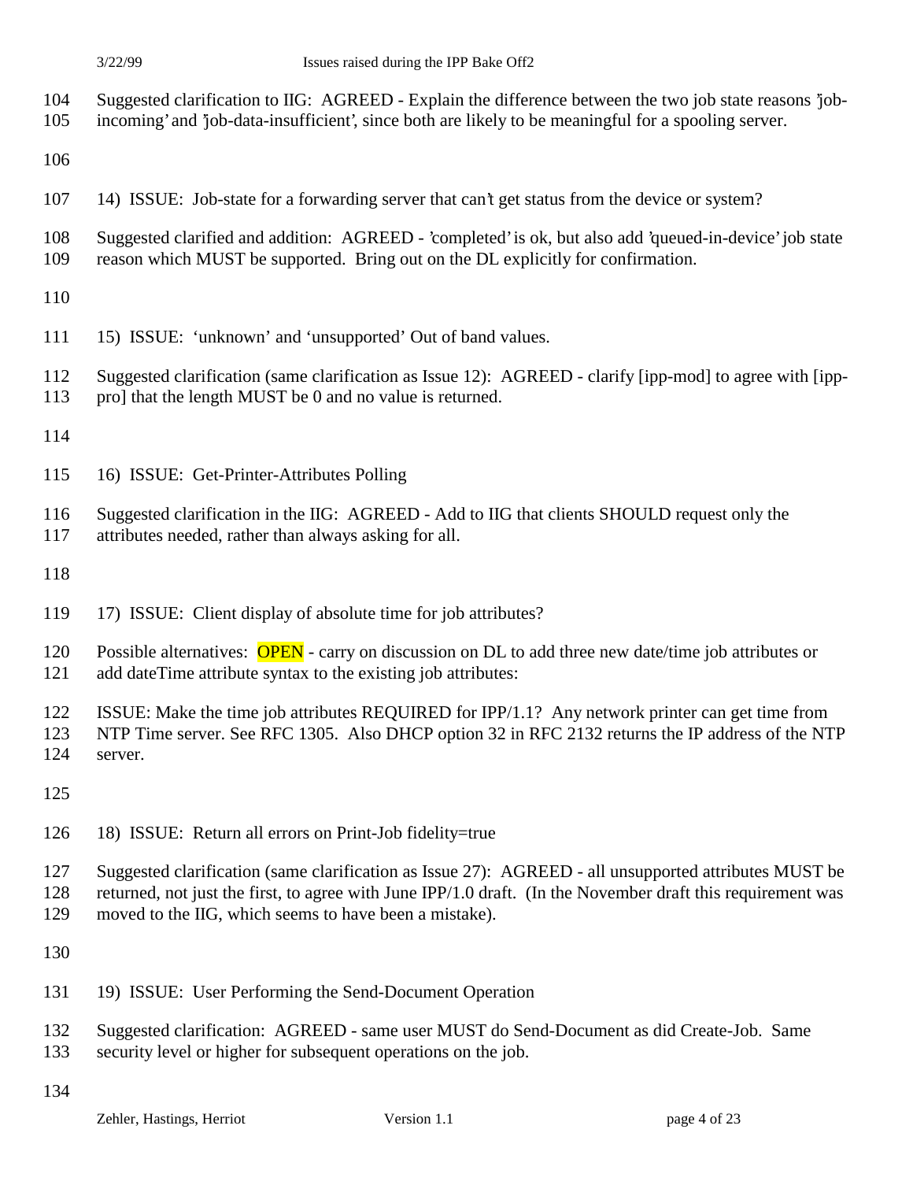Suggested clarification to IIG: AGREED - Explain the difference between the two job state reasons 'job-incoming' and 'job-data-insufficient', since both are likely to be meaningful for a spooling server.

14) ISSUE: Job-state for a forwarding server that can't get status from the device or system?

Suggested clarified and addition: AGREED - 'completed' is ok, but also add 'queued-in-device' job state reason which MUST be supported. Bring out on the DL explicitly for confirmation.

15) ISSUE: 'unknown' and 'unsupported' Out of band values.

Suggested clarification (same clarification as Issue 12): AGREED - clarify [ipp-mod] to agree with [ipp-pro] that the length MUST be 0 and no value is returned.

16) ISSUE: Get-Printer-Attributes Polling

Suggested clarification in the IIG: AGREED - Add to IIG that clients SHOULD request only the attributes needed, rather than always asking for all.

17) ISSUE: Client display of absolute time for job attributes?

Possible alternatives: OPEN - carry on discussion on DL to add three new date/time job attributes or add dateTime attribute syntax to the existing job attributes:

ISSUE: Make the time job attributes REQUIRED for IPP/1.1? Any network printer can get time from NTP Time server. See RFC 1305. Also DHCP option 32 in RFC 2132 returns the IP address of the NTP server.

18) ISSUE: Return all errors on Print-Job fidelity=true

Suggested clarification (same clarification as Issue 27): AGREED - all unsupported attributes MUST be returned, not just the first, to agree with June IPP/1.0 draft. (In the November draft this requirement was moved to the IIG, which seems to have been a mistake).

19) ISSUE: User Performing the Send-Document Operation

Suggested clarification: AGREED - same user MUST do Send-Document as did Create-Job. Same security level or higher for subsequent operations on the job.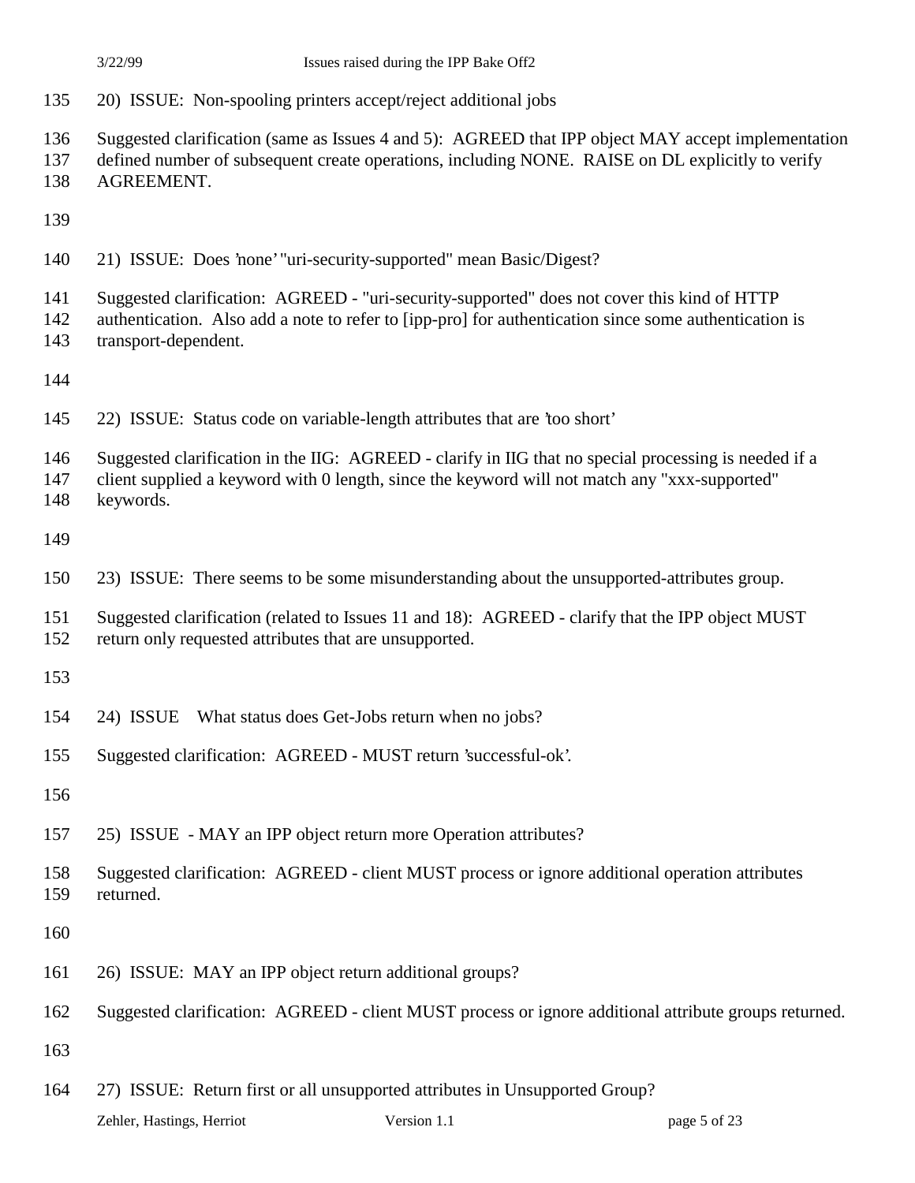20) ISSUE: Non-spooling printers accept/reject additional jobs

Suggested clarification (same as Issues 4 and 5): AGREED that IPP object MAY accept implementation defined number of subsequent create operations, including NONE. RAISE on DL explicitly to verify AGREEMENT.

21) ISSUE: Does 'none' "uri-security-supported" mean Basic/Digest?

Suggested clarification: AGREED - "uri-security-supported" does not cover this kind of HTTP authentication. Also add a note to refer to [ipp-pro] for authentication since some authentication is transport-dependent.

22) ISSUE: Status code on variable-length attributes that are 'too short'

Suggested clarification in the IIG: AGREED - clarify in IIG that no special processing is needed if a client supplied a keyword with 0 length, since the keyword will not match any "xxx-supported" keywords.

23) ISSUE: There seems to be some misunderstanding about the unsupported-attributes group.

Suggested clarification (related to Issues 11 and 18): AGREED - clarify that the IPP object MUST return only requested attributes that are unsupported.

24) ISSUE What status does Get-Jobs return when no jobs?

Suggested clarification: AGREED - MUST return 'successful-ok'.

25) ISSUE - MAY an IPP object return more Operation attributes?

Suggested clarification: AGREED - client MUST process or ignore additional operation attributes returned.

26) ISSUE: MAY an IPP object return additional groups?

Suggested clarification: AGREED - client MUST process or ignore additional attribute groups returned.

27) ISSUE: Return first or all unsupported attributes in Unsupported Group?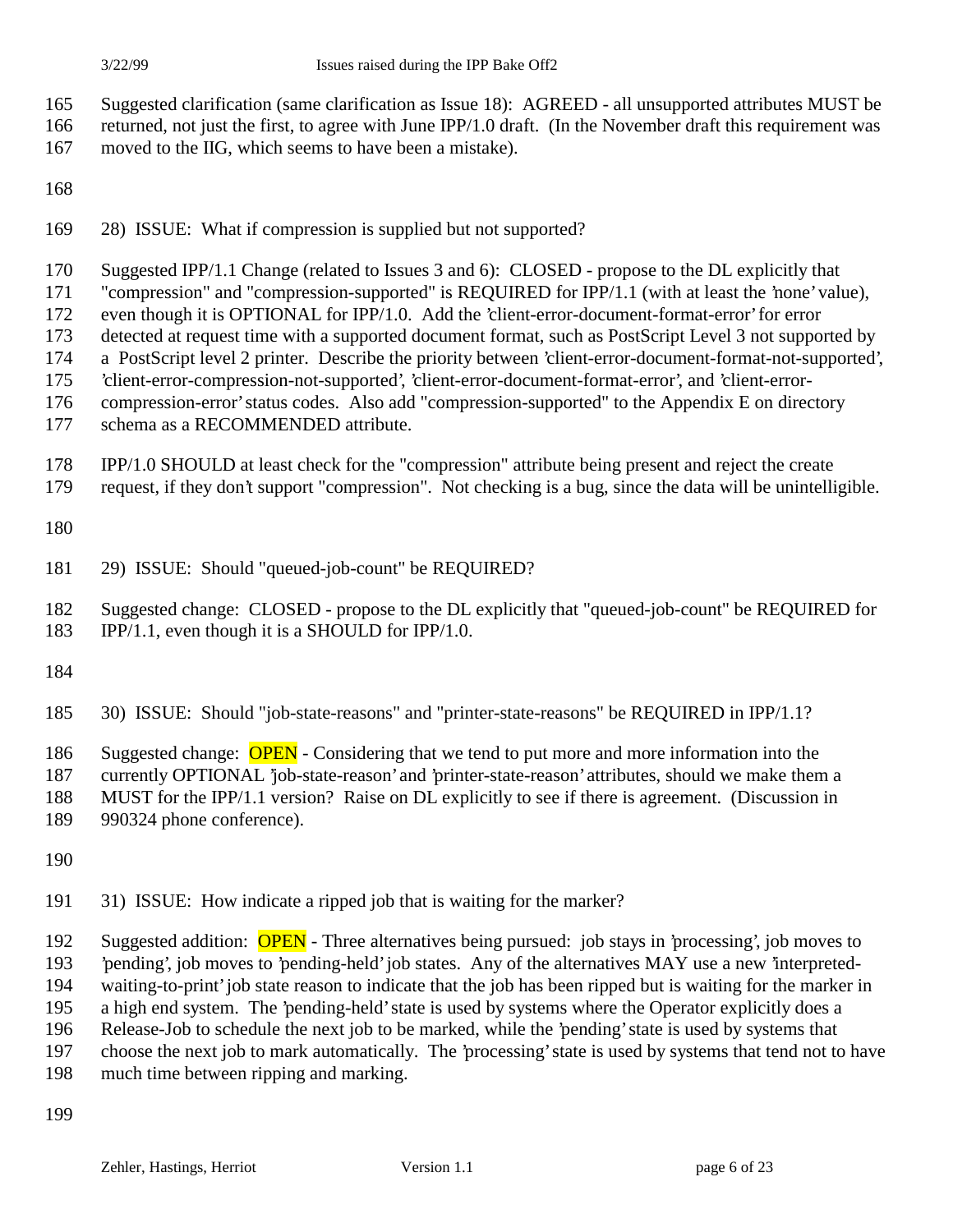Suggested clarification (same clarification as Issue 18): AGREED - all unsupported attributes MUST be returned, not just the first, to agree with June IPP/1.0 draft. (In the November draft this requirement was moved to the IIG, which seems to have been a mistake).

28) ISSUE: What if compression is supplied but not supported?

Suggested IPP/1.1 Change (related to Issues 3 and 6): CLOSED - propose to the DL explicitly that "compression" and "compression-supported" is REQUIRED for IPP/1.1 (with at least the 'none' value), even though it is OPTIONAL for IPP/1.0. Add the 'client-error-document-format-error' for error detected at request time with a supported document format, such as PostScript Level 3 not supported by a PostScript level 2 printer. Describe the priority between 'client-error-document-format-not-supported', 'client-error-compression-not-supported', 'client-error-document-format-error', and 'client-error-compression-error' status codes. Also add "compression-supported" to the Appendix E on directory schema as a RECOMMENDED attribute.

IPP/1.0 SHOULD at least check for the "compression" attribute being present and reject the create request, if they don't support "compression". Not checking is a bug, since the data will be unintelligible.

29) ISSUE: Should "queued-job-count" be REQUIRED?

Suggested change: CLOSED - propose to the DL explicitly that "queued-job-count" be REQUIRED for IPP/1.1, even though it is a SHOULD for IPP/1.0.

30) ISSUE: Should "job-state-reasons" and "printer-state-reasons" be REQUIRED in IPP/1.1?

Suggested change: OPEN - Considering that we tend to put more and more information into the currently OPTIONAL 'job-state-reason' and 'printer-state-reason' attributes, should we make them a MUST for the IPP/1.1 version? Raise on DL explicitly to see if there is agreement. (Discussion in 990324 phone conference).

31) ISSUE: How indicate a ripped job that is waiting for the marker?

Suggested addition: OPEN - Three alternatives being pursued: job stays in 'processing', job moves to 'pending', job moves to 'pending-held' job states. Any of the alternatives MAY use a new 'interpreted-waiting-to-print' job state reason to indicate that the job has been ripped but is waiting for the marker in a high end system. The 'pending-held' state is used by systems where the Operator explicitly does a Release-Job to schedule the next job to be marked, while the 'pending' state is used by systems that choose the next job to mark automatically. The 'processing' state is used by systems that tend not to have much time between ripping and marking.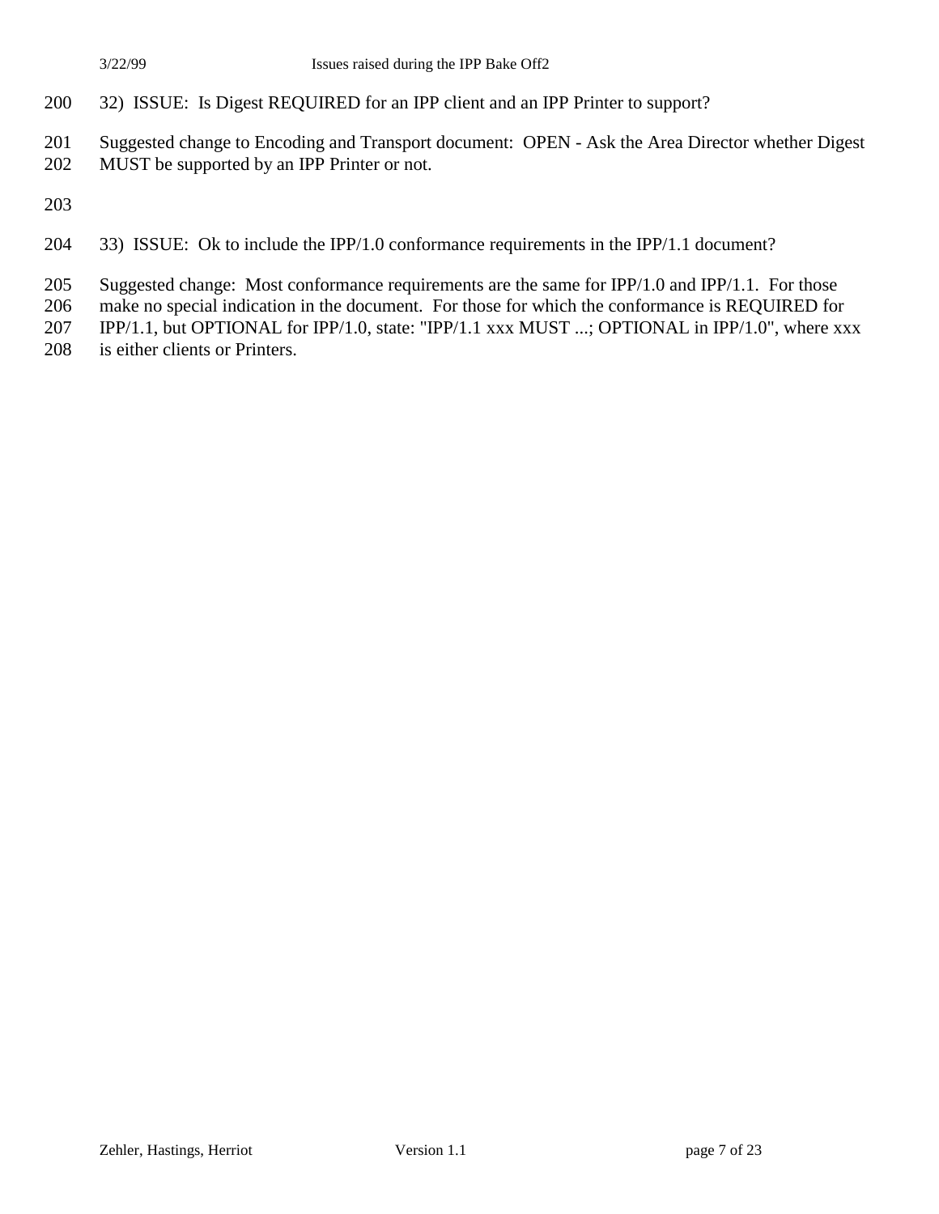32) ISSUE: Is Digest REQUIRED for an IPP client and an IPP Printer to support?

Suggested change to Encoding and Transport document: OPEN - Ask the Area Director whether Digest MUST be supported by an IPP Printer or not.

33) ISSUE: Ok to include the IPP/1.0 conformance requirements in the IPP/1.1 document?

Suggested change: Most conformance requirements are the same for IPP/1.0 and IPP/1.1. For those make no special indication in the document. For those for which the conformance is REQUIRED for IPP/1.1, but OPTIONAL for IPP/1.0, state: "IPP/1.1 xxx MUST ...; OPTIONAL in IPP/1.0", where xxx is either clients or Printers.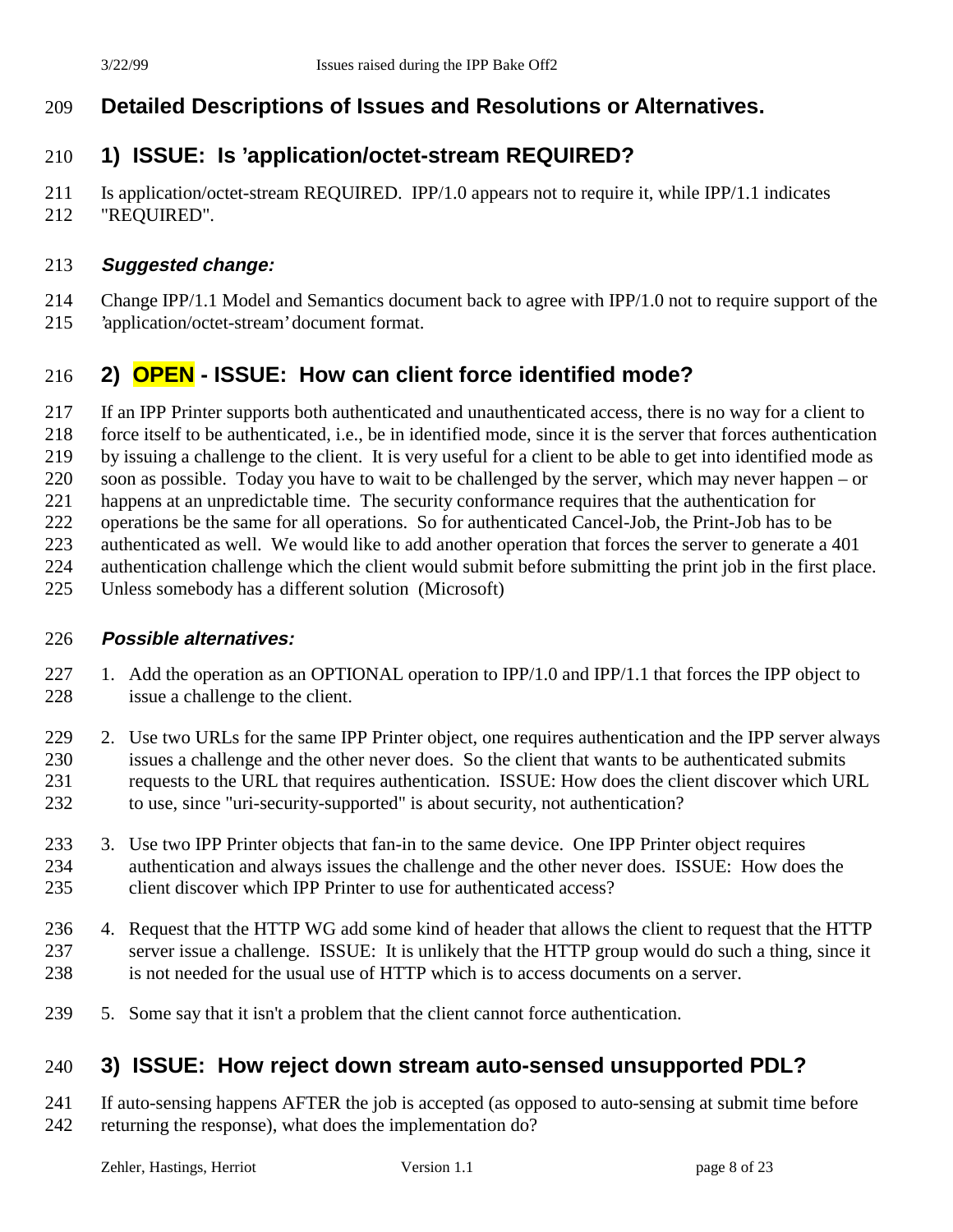# Detailed Descriptions of Issues and Resolutions or Alternatives.

## 1) ISSUE: Is 'application/octet-stream REQUIRED?

Is application/octet-stream REQUIRED. IPP/1.0 appears not to require it, while IPP/1.1 indicates "REQUIRED".

### *Suggested change:*

Change IPP/1.1 Model and Semantics document back to agree with IPP/1.0 not to require support of the 'application/octet-stream' document format.

## 2) OPEN - ISSUE: How can client force identified mode?

If an IPP Printer supports both authenticated and unauthenticated access, there is no way for a client to force itself to be authenticated, i.e., be in identified mode, since it is the server that forces authentication by issuing a challenge to the client. It is very useful for a client to be able to get into identified mode as soon as possible. Today you have to wait to be challenged by the server, which may never happen – or happens at an unpredictable time. The security conformance requires that the authentication for operations be the same for all operations. So for authenticated Cancel-Job, the Print-Job has to be authenticated as well. We would like to add another operation that forces the server to generate a 401 authentication challenge which the client would submit before submitting the print job in the first place. Unless somebody has a different solution (Microsoft)

### *Possible alternatives:*

1. Add the operation as an OPTIONAL operation to IPP/1.0 and IPP/1.1 that forces the IPP object to issue a challenge to the client.
2. Use two URLs for the same IPP Printer object, one requires authentication and the IPP server always issues a challenge and the other never does. So the client that wants to be authenticated submits requests to the URL that requires authentication. ISSUE: How does the client discover which URL to use, since "uri-security-supported" is about security, not authentication?
3. Use two IPP Printer objects that fan-in to the same device. One IPP Printer object requires authentication and always issues the challenge and the other never does. ISSUE: How does the client discover which IPP Printer to use for authenticated access?
4. Request that the HTTP WG add some kind of header that allows the client to request that the HTTP server issue a challenge. ISSUE: It is unlikely that the HTTP group would do such a thing, since it is not needed for the usual use of HTTP which is to access documents on a server.
5. Some say that it isn't a problem that the client cannot force authentication.

## 3) ISSUE: How reject down stream auto-sensed unsupported PDL?

If auto-sensing happens AFTER the job is accepted (as opposed to auto-sensing at submit time before returning the response), what does the implementation do?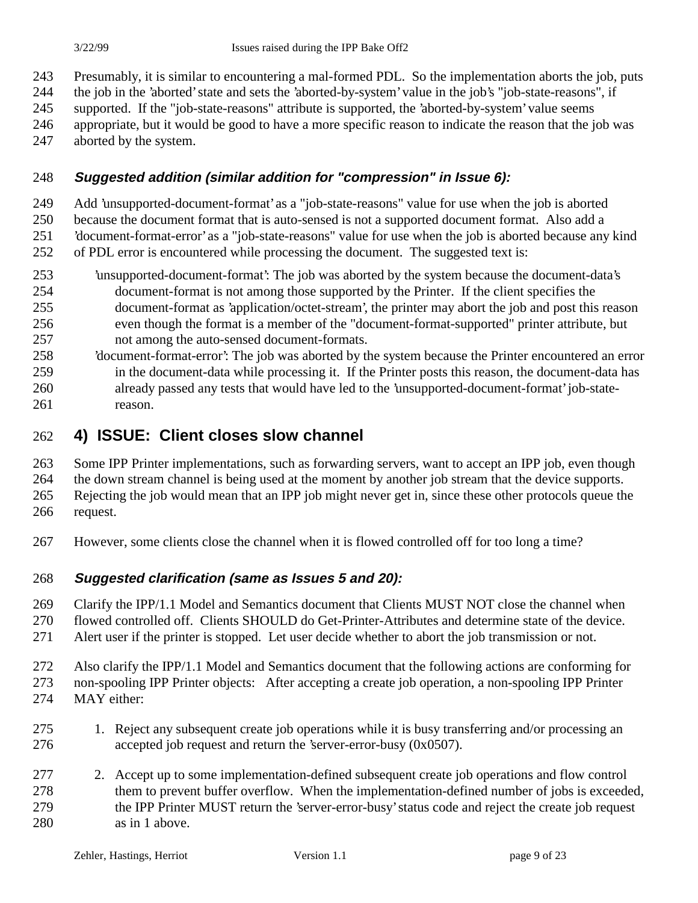Presumably, it is similar to encountering a mal-formed PDL. So the implementation aborts the job, puts the job in the 'aborted' state and sets the 'aborted-by-system' value in the job's "job-state-reasons", if supported. If the "job-state-reasons" attribute is supported, the 'aborted-by-system' value seems appropriate, but it would be good to have a more specific reason to indicate the reason that the job was aborted by the system.

### *Suggested addition (similar addition for "compression" in Issue 6):*

Add 'unsupported-document-format' as a "job-state-reasons" value for use when the job is aborted because the document format that is auto-sensed is not a supported document format. Also add a 'document-format-error' as a "job-state-reasons" value for use when the job is aborted because any kind of PDL error is encountered while processing the document. The suggested text is:

'unsupported-document-format': The job was aborted by the system because the document-data's document-format is not among those supported by the Printer. If the client specifies the document-format as 'application/octet-stream', the printer may abort the job and post this reason even though the format is a member of the "document-format-supported" printer attribute, but not among the auto-sensed document-formats.

'document-format-error': The job was aborted by the system because the Printer encountered an error in the document-data while processing it. If the Printer posts this reason, the document-data has already passed any tests that would have led to the 'unsupported-document-format' job-state-reason.

## 4) ISSUE: Client closes slow channel

Some IPP Printer implementations, such as forwarding servers, want to accept an IPP job, even though the down stream channel is being used at the moment by another job stream that the device supports. Rejecting the job would mean that an IPP job might never get in, since these other protocols queue the request.

However, some clients close the channel when it is flowed controlled off for too long a time?

### *Suggested clarification (same as Issues 5 and 20):*

Clarify the IPP/1.1 Model and Semantics document that Clients MUST NOT close the channel when flowed controlled off. Clients SHOULD do Get-Printer-Attributes and determine state of the device. Alert user if the printer is stopped. Let user decide whether to abort the job transmission or not.

Also clarify the IPP/1.1 Model and Semantics document that the following actions are conforming for non-spooling IPP Printer objects: After accepting a create job operation, a non-spooling IPP Printer MAY either:

1. Reject any subsequent create job operations while it is busy transferring and/or processing an accepted job request and return the 'server-error-busy (0x0507).

2. Accept up to some implementation-defined subsequent create job operations and flow control them to prevent buffer overflow. When the implementation-defined number of jobs is exceeded, the IPP Printer MUST return the 'server-error-busy' status code and reject the create job request as in 1 above.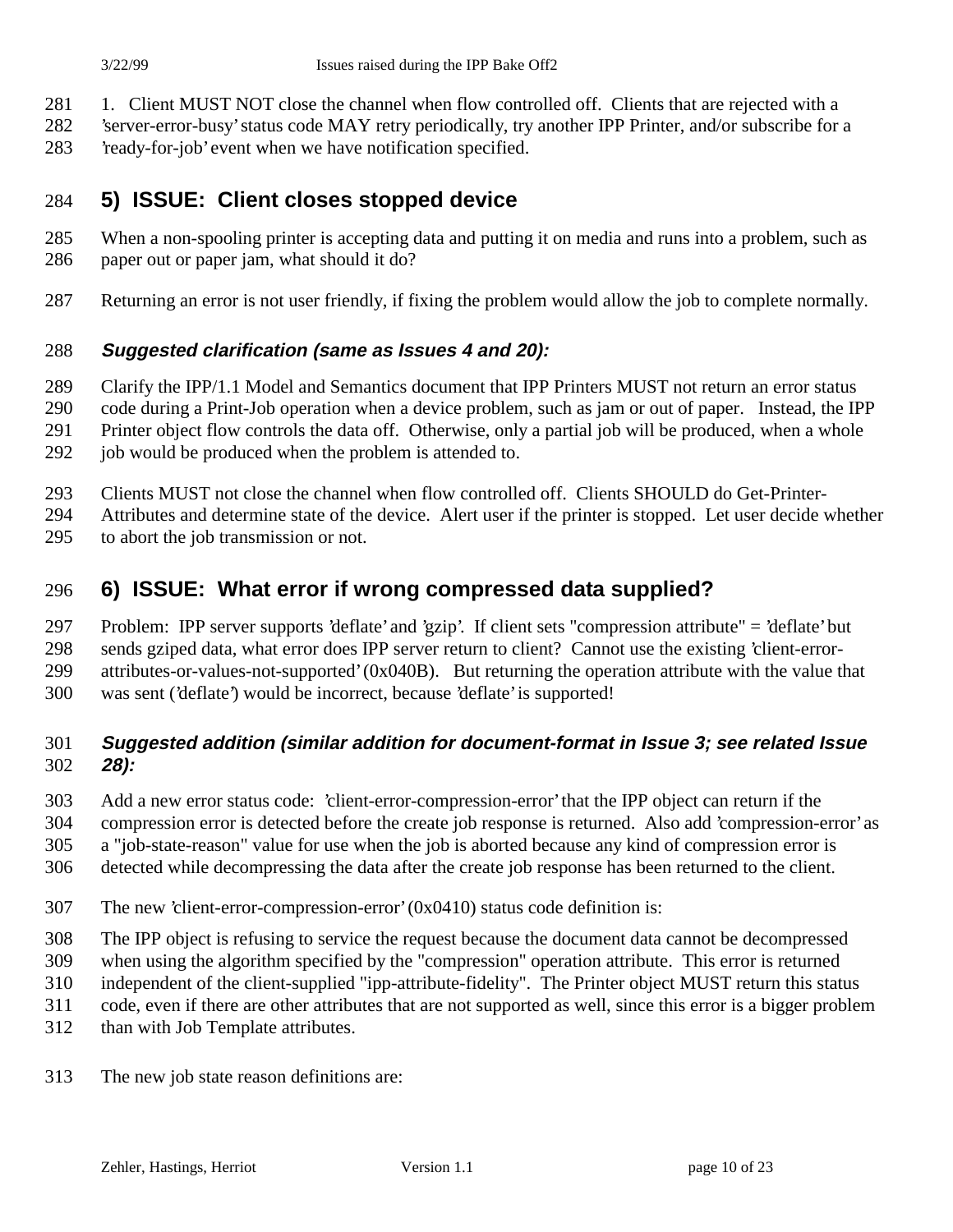1. Client MUST NOT close the channel when flow controlled off. Clients that are rejected with a 'server-error-busy' status code MAY retry periodically, try another IPP Printer, and/or subscribe for a 'ready-for-job' event when we have notification specified.

## 5) ISSUE: Client closes stopped device

When a non-spooling printer is accepting data and putting it on media and runs into a problem, such as paper out or paper jam, what should it do?

Returning an error is not user friendly, if fixing the problem would allow the job to complete normally.

### *Suggested clarification (same as Issues 4 and 20):*

Clarify the IPP/1.1 Model and Semantics document that IPP Printers MUST not return an error status code during a Print-Job operation when a device problem, such as jam or out of paper. Instead, the IPP Printer object flow controls the data off. Otherwise, only a partial job will be produced, when a whole job would be produced when the problem is attended to.

Clients MUST not close the channel when flow controlled off. Clients SHOULD do Get-Printer-Attributes and determine state of the device. Alert user if the printer is stopped. Let user decide whether to abort the job transmission or not.

## 6) ISSUE: What error if wrong compressed data supplied?

Problem: IPP server supports 'deflate' and 'gzip'. If client sets "compression attribute" = 'deflate' but sends gziped data, what error does IPP server return to client? Cannot use the existing 'client-error-attributes-or-values-not-supported' (0x040B). But returning the operation attribute with the value that was sent ('deflate') would be incorrect, because 'deflate' is supported!

### *Suggested addition (similar addition for document-format in Issue 3; see related Issue 28):*

Add a new error status code: 'client-error-compression-error' that the IPP object can return if the compression error is detected before the create job response is returned. Also add 'compression-error' as a "job-state-reason" value for use when the job is aborted because any kind of compression error is detected while decompressing the data after the create job response has been returned to the client.

The new 'client-error-compression-error' (0x0410) status code definition is:

The IPP object is refusing to service the request because the document data cannot be decompressed when using the algorithm specified by the "compression" operation attribute. This error is returned independent of the client-supplied "ipp-attribute-fidelity". The Printer object MUST return this status code, even if there are other attributes that are not supported as well, since this error is a bigger problem than with Job Template attributes.

The new job state reason definitions are: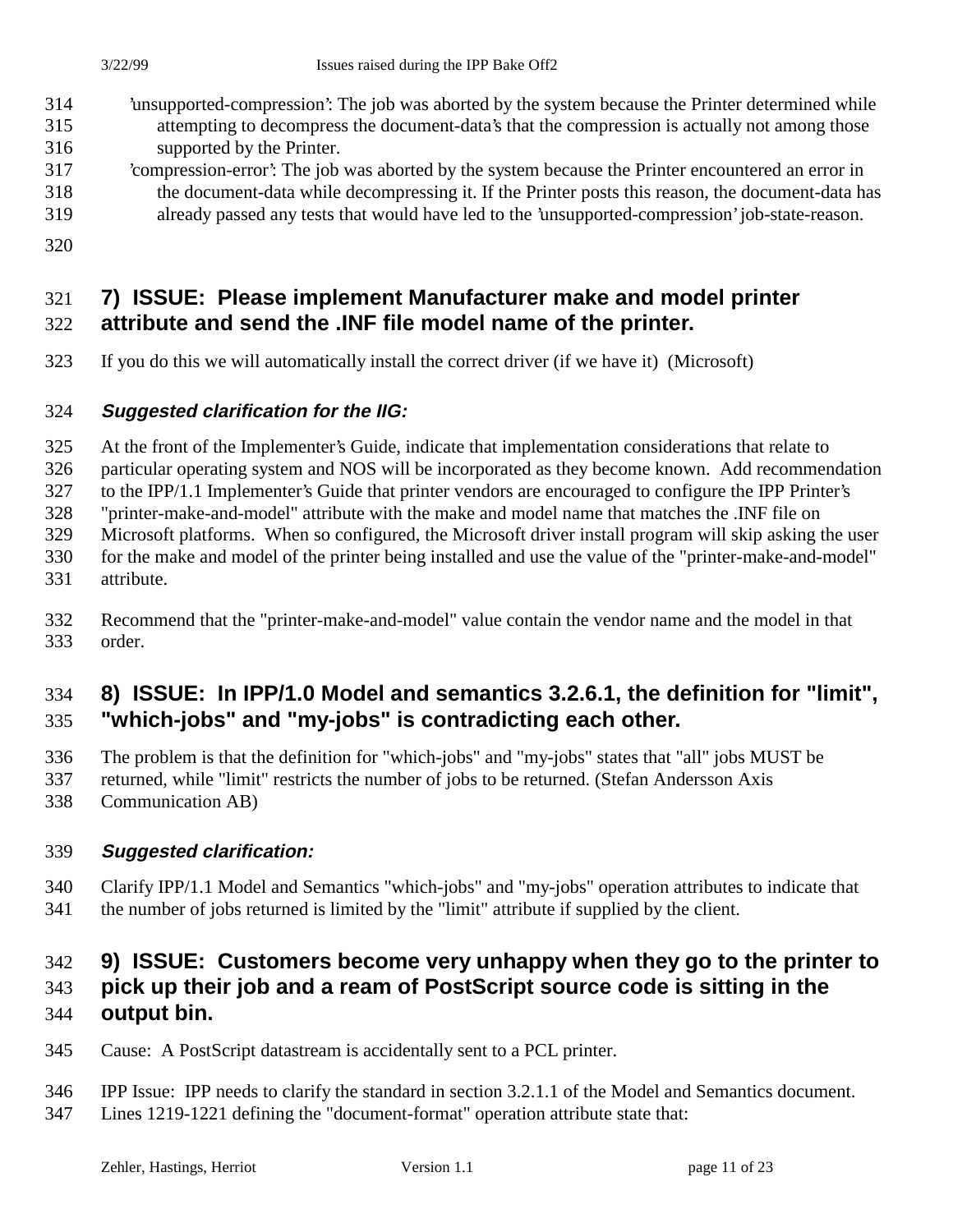'unsupported-compression': The job was aborted by the system because the Printer determined while attempting to decompress the document-data's that the compression is actually not among those supported by the Printer.

'compression-error': The job was aborted by the system because the Printer encountered an error in the document-data while decompressing it. If the Printer posts this reason, the document-data has already passed any tests that would have led to the 'unsupported-compression' job-state-reason.

## 7) ISSUE: Please implement Manufacturer make and model printer attribute and send the .INF file model name of the printer.

If you do this we will automatically install the correct driver (if we have it) (Microsoft)

### *Suggested clarification for the IIG:*

At the front of the Implementer's Guide, indicate that implementation considerations that relate to particular operating system and NOS will be incorporated as they become known. Add recommendation to the IPP/1.1 Implementer's Guide that printer vendors are encouraged to configure the IPP Printer's "printer-make-and-model" attribute with the make and model name that matches the .INF file on Microsoft platforms. When so configured, the Microsoft driver install program will skip asking the user for the make and model of the printer being installed and use the value of the "printer-make-and-model" attribute.

Recommend that the "printer-make-and-model" value contain the vendor name and the model in that order.

## 8) ISSUE: In IPP/1.0 Model and semantics 3.2.6.1, the definition for "limit", "which-jobs" and "my-jobs" is contradicting each other.

The problem is that the definition for "which-jobs" and "my-jobs" states that "all" jobs MUST be returned, while "limit" restricts the number of jobs to be returned. (Stefan Andersson Axis Communication AB)

### *Suggested clarification:*

Clarify IPP/1.1 Model and Semantics "which-jobs" and "my-jobs" operation attributes to indicate that the number of jobs returned is limited by the "limit" attribute if supplied by the client.

## 9) ISSUE: Customers become very unhappy when they go to the printer to pick up their job and a ream of PostScript source code is sitting in the output bin.

Cause: A PostScript datastream is accidentally sent to a PCL printer.

IPP Issue: IPP needs to clarify the standard in section 3.2.1.1 of the Model and Semantics document. Lines 1219-1221 defining the "document-format" operation attribute state that: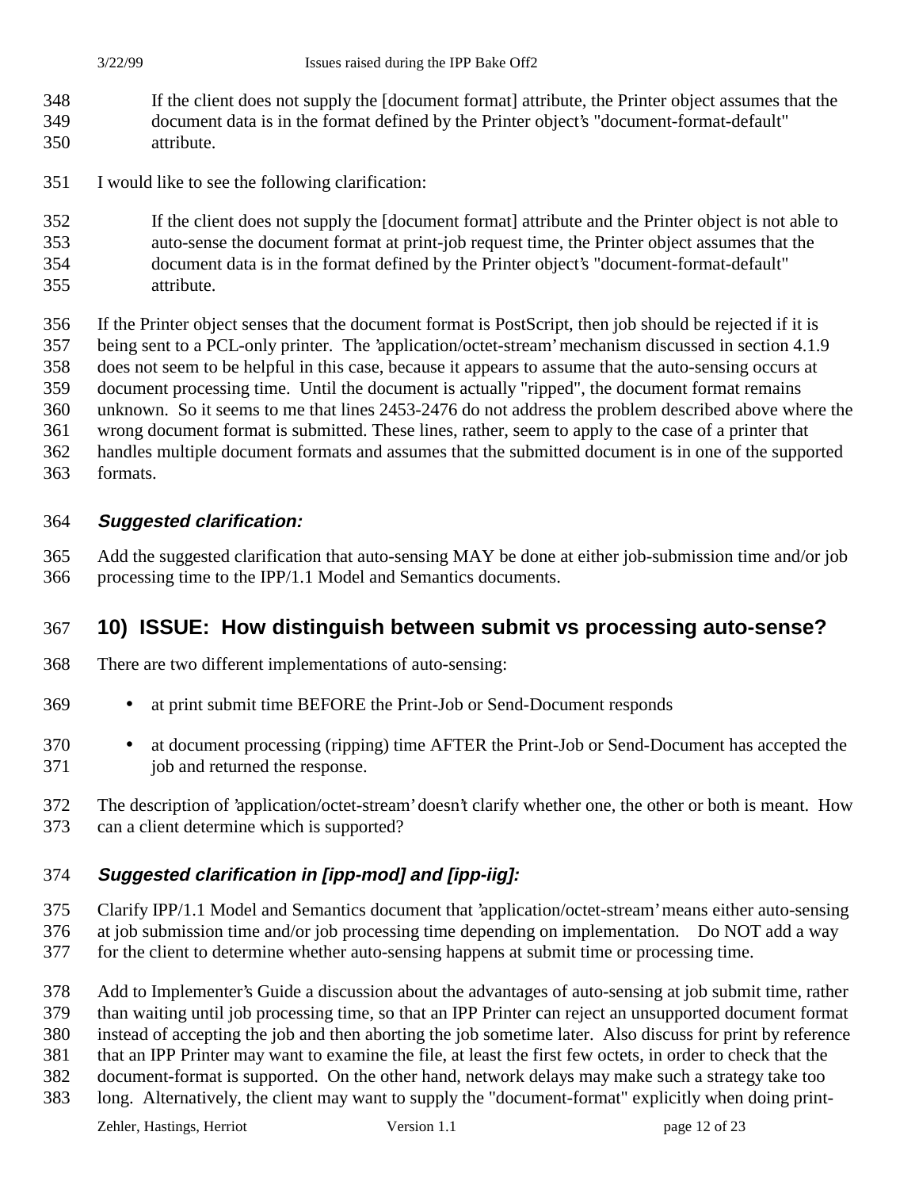> If the client does not supply the [document format] attribute, the Printer object assumes that the document data is in the format defined by the Printer object's "document-format-default" attribute.

I would like to see the following clarification:

> If the client does not supply the [document format] attribute and the Printer object is not able to auto-sense the document format at print-job request time, the Printer object assumes that the document data is in the format defined by the Printer object's "document-format-default" attribute.

If the Printer object senses that the document format is PostScript, then job should be rejected if it is being sent to a PCL-only printer. The 'application/octet-stream' mechanism discussed in section 4.1.9 does not seem to be helpful in this case, because it appears to assume that the auto-sensing occurs at document processing time. Until the document is actually "ripped", the document format remains unknown. So it seems to me that lines 2453-2476 do not address the problem described above where the wrong document format is submitted. These lines, rather, seem to apply to the case of a printer that handles multiple document formats and assumes that the submitted document is in one of the supported formats.

### *Suggested clarification:*

Add the suggested clarification that auto-sensing MAY be done at either job-submission time and/or job processing time to the IPP/1.1 Model and Semantics documents.

## 10) ISSUE: How distinguish between submit vs processing auto-sense?

There are two different implementations of auto-sensing:

- at print submit time BEFORE the Print-Job or Send-Document responds
- at document processing (ripping) time AFTER the Print-Job or Send-Document has accepted the job and returned the response.

The description of 'application/octet-stream' doesn't clarify whether one, the other or both is meant. How can a client determine which is supported?

### *Suggested clarification in [ipp-mod] and [ipp-iig]:*

Clarify IPP/1.1 Model and Semantics document that 'application/octet-stream' means either auto-sensing at job submission time and/or job processing time depending on implementation. Do NOT add a way for the client to determine whether auto-sensing happens at submit time or processing time.

Add to Implementer's Guide a discussion about the advantages of auto-sensing at job submit time, rather than waiting until job processing time, so that an IPP Printer can reject an unsupported document format instead of accepting the job and then aborting the job sometime later. Also discuss for print by reference that an IPP Printer may want to examine the file, at least the first few octets, in order to check that the document-format is supported. On the other hand, network delays may make such a strategy take too long. Alternatively, the client may want to supply the "document-format" explicitly when doing print-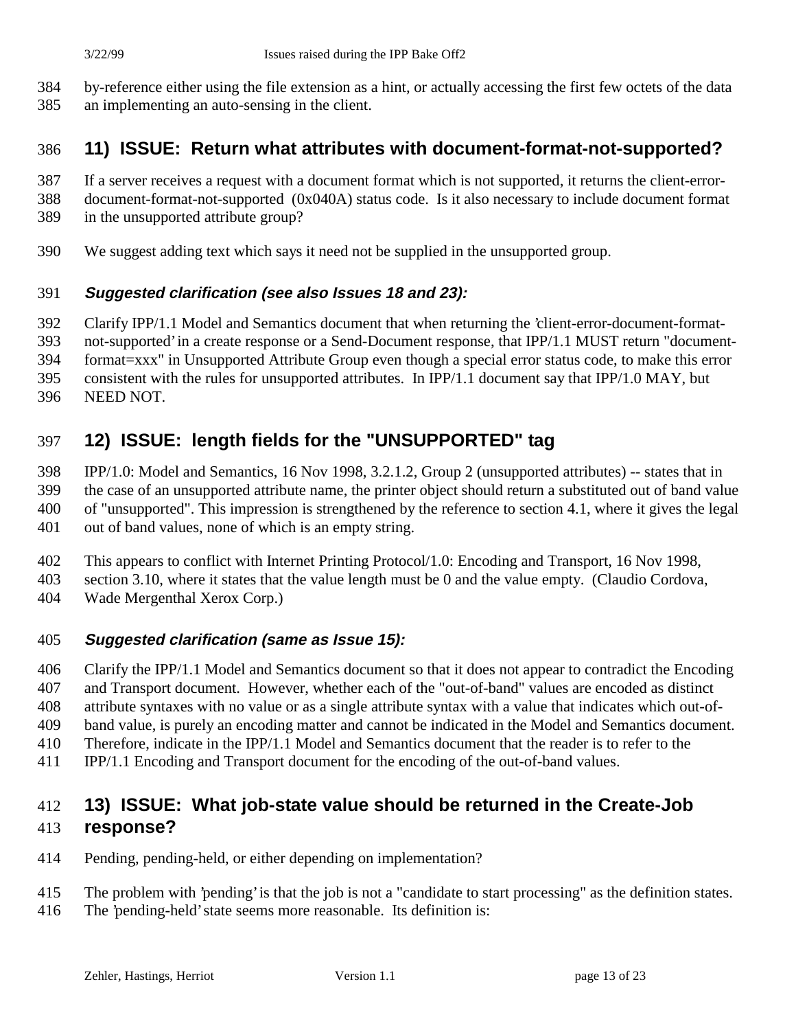by-reference either using the file extension as a hint, or actually accessing the first few octets of the data an implementing an auto-sensing in the client.

## 11) ISSUE: Return what attributes with document-format-not-supported?

If a server receives a request with a document format which is not supported, it returns the client-error-document-format-not-supported (0x040A) status code. Is it also necessary to include document format in the unsupported attribute group?

We suggest adding text which says it need not be supplied in the unsupported group.

### *Suggested clarification (see also Issues 18 and 23):*

Clarify IPP/1.1 Model and Semantics document that when returning the 'client-error-document-format-not-supported' in a create response or a Send-Document response, that IPP/1.1 MUST return "document-format=xxx" in Unsupported Attribute Group even though a special error status code, to make this error consistent with the rules for unsupported attributes. In IPP/1.1 document say that IPP/1.0 MAY, but NEED NOT.

## 12) ISSUE: length fields for the "UNSUPPORTED" tag

IPP/1.0: Model and Semantics, 16 Nov 1998, 3.2.1.2, Group 2 (unsupported attributes) -- states that in the case of an unsupported attribute name, the printer object should return a substituted out of band value of "unsupported". This impression is strengthened by the reference to section 4.1, where it gives the legal out of band values, none of which is an empty string.

This appears to conflict with Internet Printing Protocol/1.0: Encoding and Transport, 16 Nov 1998, section 3.10, where it states that the value length must be 0 and the value empty. (Claudio Cordova, Wade Mergenthal Xerox Corp.)

### *Suggested clarification (same as Issue 15):*

Clarify the IPP/1.1 Model and Semantics document so that it does not appear to contradict the Encoding and Transport document. However, whether each of the "out-of-band" values are encoded as distinct attribute syntaxes with no value or as a single attribute syntax with a value that indicates which out-of-band value, is purely an encoding matter and cannot be indicated in the Model and Semantics document. Therefore, indicate in the IPP/1.1 Model and Semantics document that the reader is to refer to the IPP/1.1 Encoding and Transport document for the encoding of the out-of-band values.

## 13) ISSUE: What job-state value should be returned in the Create-Job response?

Pending, pending-held, or either depending on implementation?

The problem with 'pending' is that the job is not a "candidate to start processing" as the definition states. The 'pending-held' state seems more reasonable. Its definition is: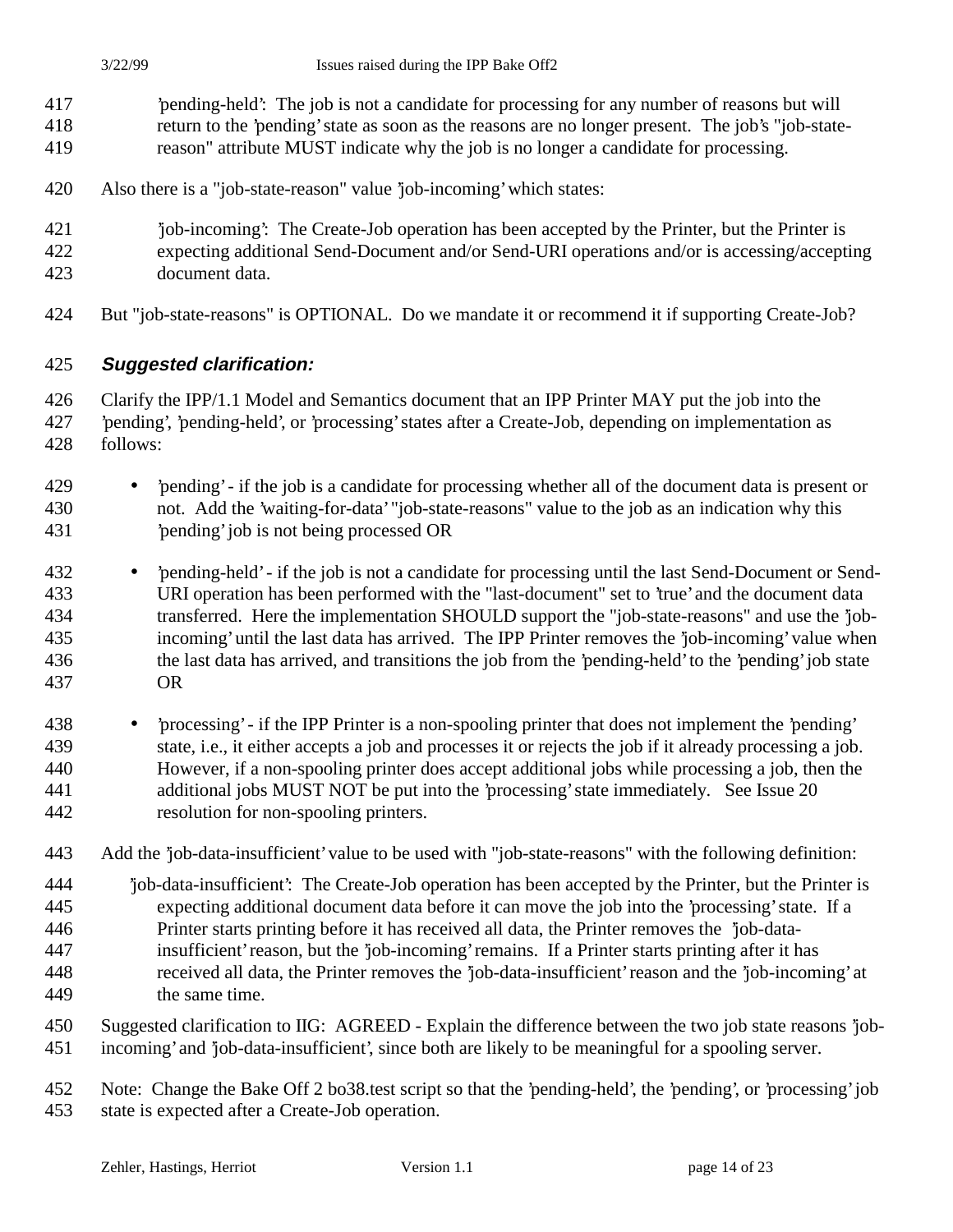'pending-held': The job is not a candidate for processing for any number of reasons but will return to the 'pending' state as soon as the reasons are no longer present. The job's "job-state-reason" attribute MUST indicate why the job is no longer a candidate for processing.

Also there is a "job-state-reason" value 'job-incoming' which states:

'job-incoming': The Create-Job operation has been accepted by the Printer, but the Printer is expecting additional Send-Document and/or Send-URI operations and/or is accessing/accepting document data.

But "job-state-reasons" is OPTIONAL. Do we mandate it or recommend it if supporting Create-Job?

### *Suggested clarification:*

Clarify the IPP/1.1 Model and Semantics document that an IPP Printer MAY put the job into the 'pending', 'pending-held', or 'processing' states after a Create-Job, depending on implementation as follows:

- 'pending' - if the job is a candidate for processing whether all of the document data is present or not. Add the 'waiting-for-data' "job-state-reasons" value to the job as an indication why this 'pending' job is not being processed OR
- 'pending-held' - if the job is not a candidate for processing until the last Send-Document or Send-URI operation has been performed with the "last-document" set to 'true' and the document data transferred. Here the implementation SHOULD support the "job-state-reasons" and use the 'job-incoming' until the last data has arrived. The IPP Printer removes the 'job-incoming' value when the last data has arrived, and transitions the job from the 'pending-held' to the 'pending' job state OR
- 'processing' - if the IPP Printer is a non-spooling printer that does not implement the 'pending' state, i.e., it either accepts a job and processes it or rejects the job if it already processing a job. However, if a non-spooling printer does accept additional jobs while processing a job, then the additional jobs MUST NOT be put into the 'processing' state immediately. See Issue 20 resolution for non-spooling printers.

Add the 'job-data-insufficient' value to be used with "job-state-reasons" with the following definition:

'job-data-insufficient': The Create-Job operation has been accepted by the Printer, but the Printer is expecting additional document data before it can move the job into the 'processing' state. If a Printer starts printing before it has received all data, the Printer removes the 'job-data-insufficient' reason, but the 'job-incoming' remains. If a Printer starts printing after it has received all data, the Printer removes the 'job-data-insufficient' reason and the 'job-incoming' at the same time.

Suggested clarification to IIG: AGREED - Explain the difference between the two job state reasons 'job-incoming' and 'job-data-insufficient', since both are likely to be meaningful for a spooling server.

Note: Change the Bake Off 2 bo38.test script so that the 'pending-held', the 'pending', or 'processing' job state is expected after a Create-Job operation.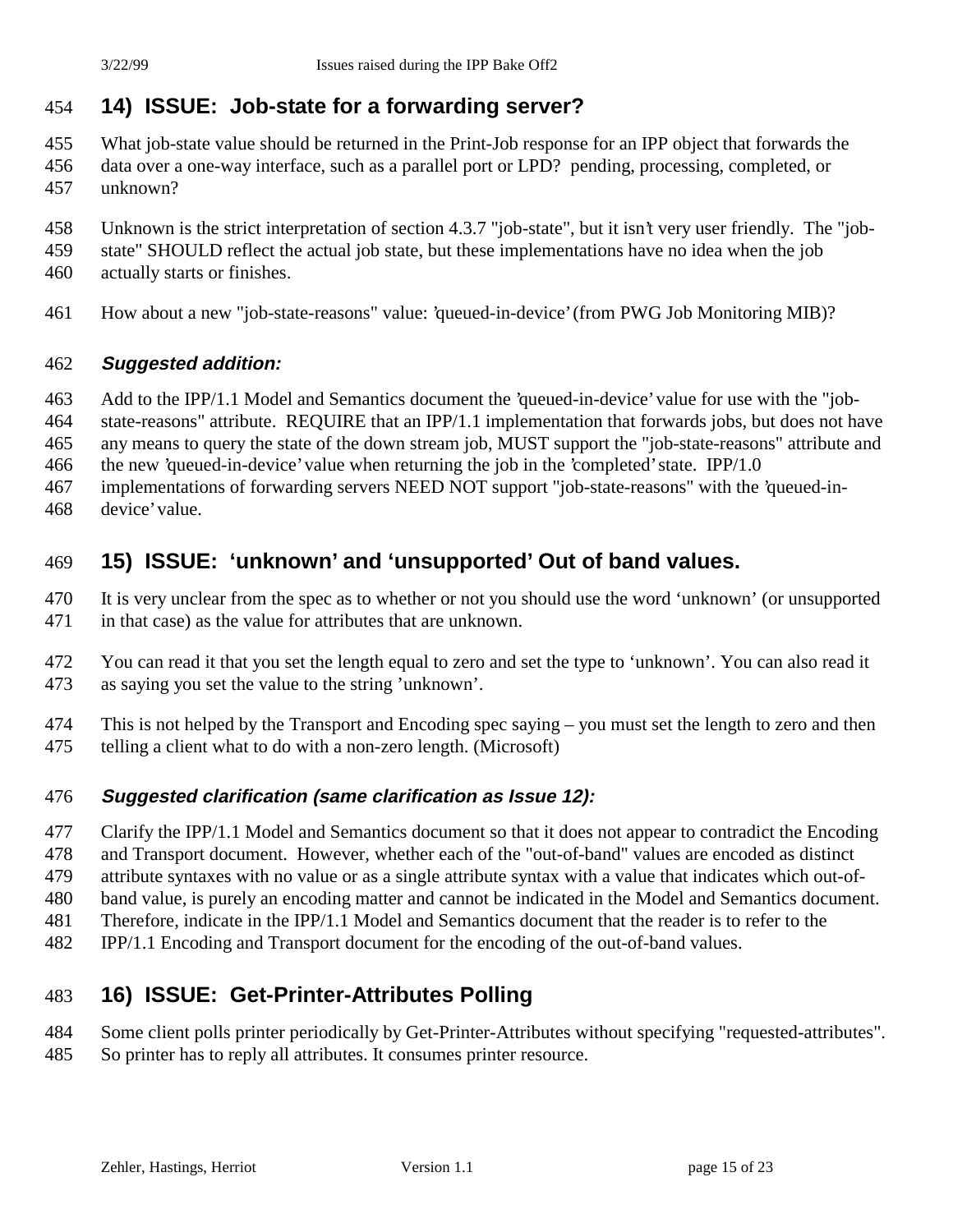## 14) ISSUE: Job-state for a forwarding server?

What job-state value should be returned in the Print-Job response for an IPP object that forwards the data over a one-way interface, such as a parallel port or LPD? pending, processing, completed, or unknown?

Unknown is the strict interpretation of section 4.3.7 "job-state", but it isn't very user friendly. The "job-state" SHOULD reflect the actual job state, but these implementations have no idea when the job actually starts or finishes.

How about a new "job-state-reasons" value: 'queued-in-device' (from PWG Job Monitoring MIB)?

### *Suggested addition:*

Add to the IPP/1.1 Model and Semantics document the 'queued-in-device' value for use with the "job-state-reasons" attribute. REQUIRE that an IPP/1.1 implementation that forwards jobs, but does not have any means to query the state of the down stream job, MUST support the "job-state-reasons" attribute and the new 'queued-in-device' value when returning the job in the 'completed' state. IPP/1.0 implementations of forwarding servers NEED NOT support "job-state-reasons" with the 'queued-in-device' value.

## 15) ISSUE: 'unknown' and 'unsupported' Out of band values.

It is very unclear from the spec as to whether or not you should use the word 'unknown' (or unsupported in that case) as the value for attributes that are unknown.

You can read it that you set the length equal to zero and set the type to 'unknown'. You can also read it as saying you set the value to the string 'unknown'.

This is not helped by the Transport and Encoding spec saying – you must set the length to zero and then telling a client what to do with a non-zero length. (Microsoft)

### *Suggested clarification (same clarification as Issue 12):*

Clarify the IPP/1.1 Model and Semantics document so that it does not appear to contradict the Encoding and Transport document. However, whether each of the "out-of-band" values are encoded as distinct attribute syntaxes with no value or as a single attribute syntax with a value that indicates which out-of-band value, is purely an encoding matter and cannot be indicated in the Model and Semantics document. Therefore, indicate in the IPP/1.1 Model and Semantics document that the reader is to refer to the IPP/1.1 Encoding and Transport document for the encoding of the out-of-band values.

## 16) ISSUE: Get-Printer-Attributes Polling

Some client polls printer periodically by Get-Printer-Attributes without specifying "requested-attributes". So printer has to reply all attributes. It consumes printer resource.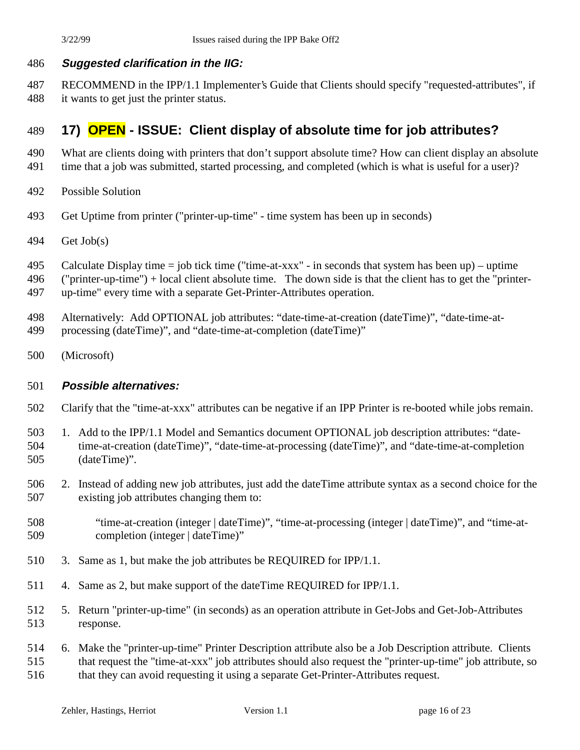***Suggested clarification in the IIG:***

RECOMMEND in the IPP/1.1 Implementer's Guide that Clients should specify "requested-attributes", if it wants to get just the printer status.

## 17) OPEN - ISSUE: Client display of absolute time for job attributes?

What are clients doing with printers that don't support absolute time? How can client display an absolute time that a job was submitted, started processing, and completed (which is what is useful for a user)?

Possible Solution

Get Uptime from printer ("printer-up-time" - time system has been up in seconds)

Get Job(s)

Calculate Display time = job tick time ("time-at-xxx" - in seconds that system has been up) – uptime ("printer-up-time") + local client absolute time. The down side is that the client has to get the "printer-up-time" every time with a separate Get-Printer-Attributes operation.

Alternatively: Add OPTIONAL job attributes: "date-time-at-creation (dateTime)", "date-time-at-processing (dateTime)", and "date-time-at-completion (dateTime)"

(Microsoft)

***Possible alternatives:***

Clarify that the "time-at-xxx" attributes can be negative if an IPP Printer is re-booted while jobs remain.

1. Add to the IPP/1.1 Model and Semantics document OPTIONAL job description attributes: "date-time-at-creation (dateTime)", "date-time-at-processing (dateTime)", and "date-time-at-completion (dateTime)".
2. Instead of adding new job attributes, just add the dateTime attribute syntax as a second choice for the existing job attributes changing them to:

   "time-at-creation (integer | dateTime)", "time-at-processing (integer | dateTime)", and "time-at-completion (integer | dateTime)"
3. Same as 1, but make the job attributes be REQUIRED for IPP/1.1.
4. Same as 2, but make support of the dateTime REQUIRED for IPP/1.1.
5. Return "printer-up-time" (in seconds) as an operation attribute in Get-Jobs and Get-Job-Attributes response.
6. Make the "printer-up-time" Printer Description attribute also be a Job Description attribute. Clients that request the "time-at-xxx" job attributes should also request the "printer-up-time" job attribute, so that they can avoid requesting it using a separate Get-Printer-Attributes request.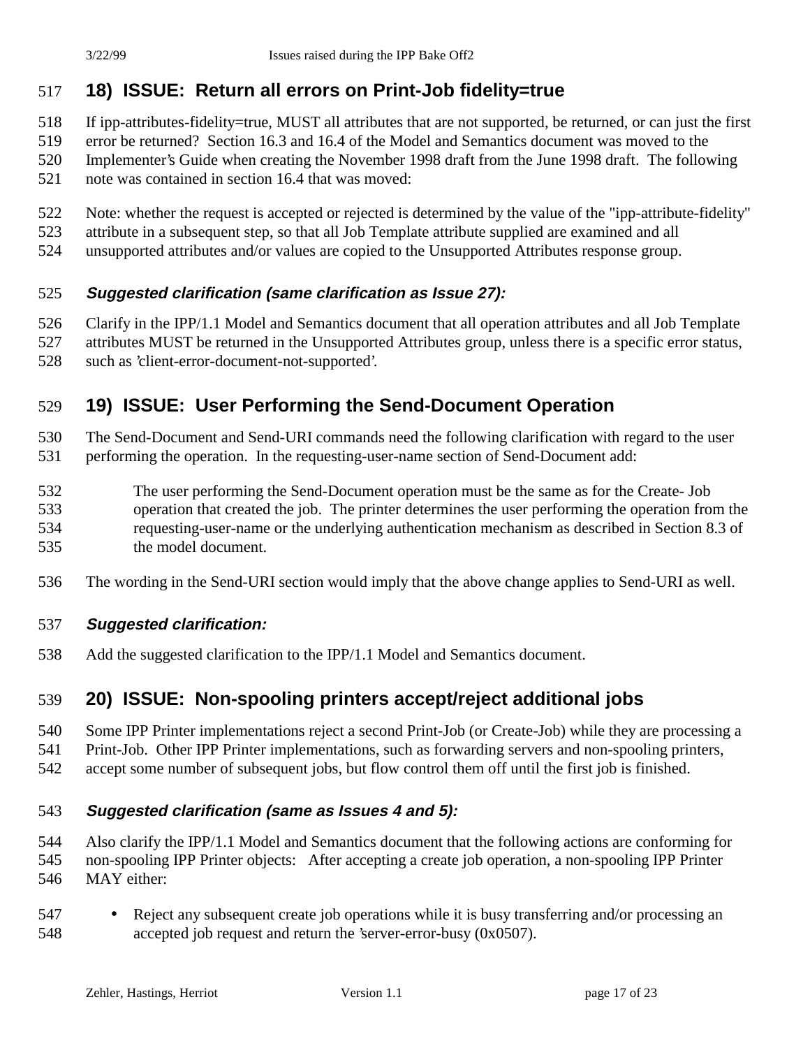## 18) ISSUE: Return all errors on Print-Job fidelity=true

If ipp-attributes-fidelity=true, MUST all attributes that are not supported, be returned, or can just the first error be returned? Section 16.3 and 16.4 of the Model and Semantics document was moved to the Implementer's Guide when creating the November 1998 draft from the June 1998 draft. The following note was contained in section 16.4 that was moved:

Note: whether the request is accepted or rejected is determined by the value of the "ipp-attribute-fidelity" attribute in a subsequent step, so that all Job Template attribute supplied are examined and all unsupported attributes and/or values are copied to the Unsupported Attributes response group.

***Suggested clarification (same clarification as Issue 27):***

Clarify in the IPP/1.1 Model and Semantics document that all operation attributes and all Job Template attributes MUST be returned in the Unsupported Attributes group, unless there is a specific error status, such as 'client-error-document-not-supported'.

## 19) ISSUE: User Performing the Send-Document Operation

The Send-Document and Send-URI commands need the following clarification with regard to the user performing the operation. In the requesting-user-name section of Send-Document add:

> The user performing the Send-Document operation must be the same as for the Create- Job operation that created the job. The printer determines the user performing the operation from the requesting-user-name or the underlying authentication mechanism as described in Section 8.3 of the model document.

The wording in the Send-URI section would imply that the above change applies to Send-URI as well.

***Suggested clarification:***

Add the suggested clarification to the IPP/1.1 Model and Semantics document.

## 20) ISSUE: Non-spooling printers accept/reject additional jobs

Some IPP Printer implementations reject a second Print-Job (or Create-Job) while they are processing a Print-Job. Other IPP Printer implementations, such as forwarding servers and non-spooling printers, accept some number of subsequent jobs, but flow control them off until the first job is finished.

***Suggested clarification (same as Issues 4 and 5):***

Also clarify the IPP/1.1 Model and Semantics document that the following actions are conforming for non-spooling IPP Printer objects: After accepting a create job operation, a non-spooling IPP Printer MAY either:

- Reject any subsequent create job operations while it is busy transferring and/or processing an accepted job request and return the 'server-error-busy (0x0507).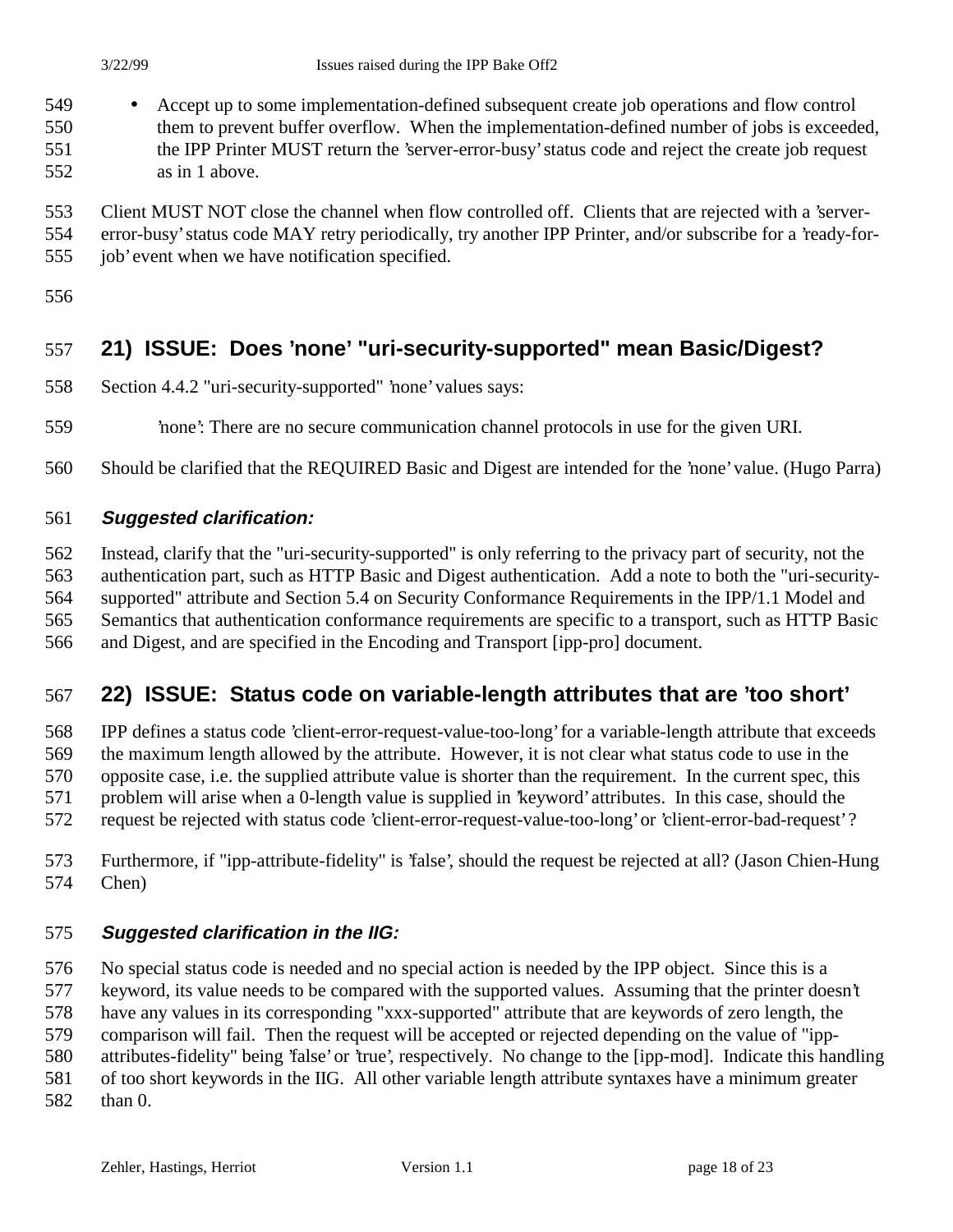- Accept up to some implementation-defined subsequent create job operations and flow control them to prevent buffer overflow. When the implementation-defined number of jobs is exceeded, the IPP Printer MUST return the 'server-error-busy' status code and reject the create job request as in 1 above.

Client MUST NOT close the channel when flow controlled off. Clients that are rejected with a 'server-error-busy' status code MAY retry periodically, try another IPP Printer, and/or subscribe for a 'ready-for-job' event when we have notification specified.

## 21) ISSUE: Does 'none' "uri-security-supported" mean Basic/Digest?

Section 4.4.2 "uri-security-supported" 'none' values says:

> 'none': There are no secure communication channel protocols in use for the given URI.

Should be clarified that the REQUIRED Basic and Digest are intended for the 'none' value. (Hugo Parra)

### *Suggested clarification:*

Instead, clarify that the "uri-security-supported" is only referring to the privacy part of security, not the authentication part, such as HTTP Basic and Digest authentication. Add a note to both the "uri-security-supported" attribute and Section 5.4 on Security Conformance Requirements in the IPP/1.1 Model and Semantics that authentication conformance requirements are specific to a transport, such as HTTP Basic and Digest, and are specified in the Encoding and Transport [ipp-pro] document.

## 22) ISSUE: Status code on variable-length attributes that are 'too short'

IPP defines a status code 'client-error-request-value-too-long' for a variable-length attribute that exceeds the maximum length allowed by the attribute. However, it is not clear what status code to use in the opposite case, i.e. the supplied attribute value is shorter than the requirement. In the current spec, this problem will arise when a 0-length value is supplied in 'keyword' attributes. In this case, should the request be rejected with status code 'client-error-request-value-too-long' or 'client-error-bad-request'?

Furthermore, if "ipp-attribute-fidelity" is 'false', should the request be rejected at all? (Jason Chien-Hung Chen)

### *Suggested clarification in the IIG:*

No special status code is needed and no special action is needed by the IPP object. Since this is a keyword, its value needs to be compared with the supported values. Assuming that the printer doesn't have any values in its corresponding "xxx-supported" attribute that are keywords of zero length, the comparison will fail. Then the request will be accepted or rejected depending on the value of "ipp-attributes-fidelity" being 'false' or 'true', respectively. No change to the [ipp-mod]. Indicate this handling of too short keywords in the IIG. All other variable length attribute syntaxes have a minimum greater than 0.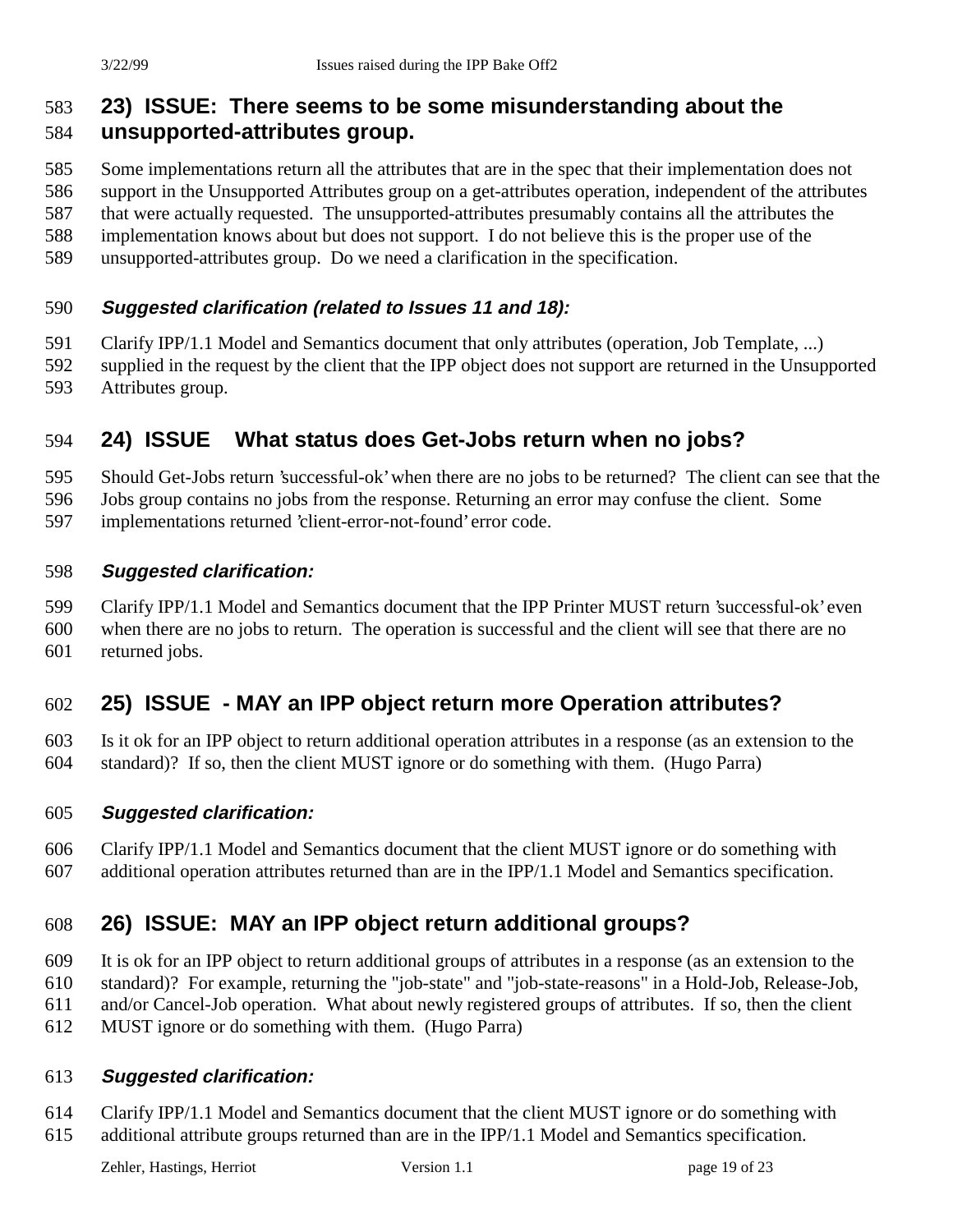## 23) ISSUE: There seems to be some misunderstanding about the unsupported-attributes group.

Some implementations return all the attributes that are in the spec that their implementation does not support in the Unsupported Attributes group on a get-attributes operation, independent of the attributes that were actually requested. The unsupported-attributes presumably contains all the attributes the implementation knows about but does not support. I do not believe this is the proper use of the unsupported-attributes group. Do we need a clarification in the specification.

### *Suggested clarification (related to Issues 11 and 18):*

Clarify IPP/1.1 Model and Semantics document that only attributes (operation, Job Template, ...) supplied in the request by the client that the IPP object does not support are returned in the Unsupported Attributes group.

## 24) ISSUE What status does Get-Jobs return when no jobs?

Should Get-Jobs return 'successful-ok' when there are no jobs to be returned? The client can see that the Jobs group contains no jobs from the response. Returning an error may confuse the client. Some implementations returned 'client-error-not-found' error code.

### *Suggested clarification:*

Clarify IPP/1.1 Model and Semantics document that the IPP Printer MUST return 'successful-ok' even when there are no jobs to return. The operation is successful and the client will see that there are no returned jobs.

## 25) ISSUE - MAY an IPP object return more Operation attributes?

Is it ok for an IPP object to return additional operation attributes in a response (as an extension to the standard)? If so, then the client MUST ignore or do something with them. (Hugo Parra)

### *Suggested clarification:*

Clarify IPP/1.1 Model and Semantics document that the client MUST ignore or do something with additional operation attributes returned than are in the IPP/1.1 Model and Semantics specification.

## 26) ISSUE: MAY an IPP object return additional groups?

It is ok for an IPP object to return additional groups of attributes in a response (as an extension to the standard)? For example, returning the "job-state" and "job-state-reasons" in a Hold-Job, Release-Job, and/or Cancel-Job operation. What about newly registered groups of attributes. If so, then the client MUST ignore or do something with them. (Hugo Parra)

### *Suggested clarification:*

Clarify IPP/1.1 Model and Semantics document that the client MUST ignore or do something with additional attribute groups returned than are in the IPP/1.1 Model and Semantics specification.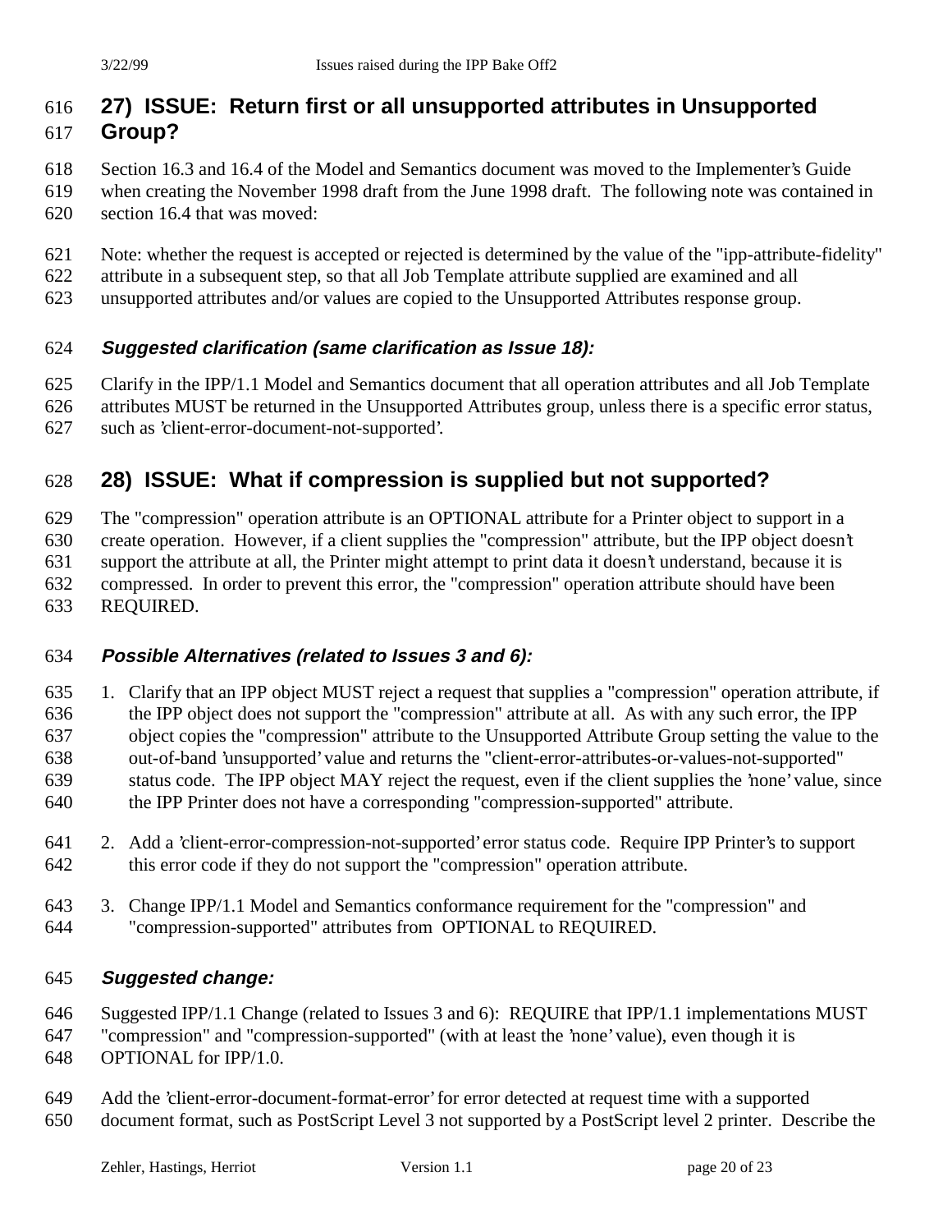## 27) ISSUE: Return first or all unsupported attributes in Unsupported Group?

Section 16.3 and 16.4 of the Model and Semantics document was moved to the Implementer's Guide when creating the November 1998 draft from the June 1998 draft. The following note was contained in section 16.4 that was moved:

Note: whether the request is accepted or rejected is determined by the value of the "ipp-attribute-fidelity" attribute in a subsequent step, so that all Job Template attribute supplied are examined and all unsupported attributes and/or values are copied to the Unsupported Attributes response group.

### *Suggested clarification (same clarification as Issue 18):*

Clarify in the IPP/1.1 Model and Semantics document that all operation attributes and all Job Template attributes MUST be returned in the Unsupported Attributes group, unless there is a specific error status, such as 'client-error-document-not-supported'.

## 28) ISSUE: What if compression is supplied but not supported?

The "compression" operation attribute is an OPTIONAL attribute for a Printer object to support in a create operation. However, if a client supplies the "compression" attribute, but the IPP object doesn't support the attribute at all, the Printer might attempt to print data it doesn't understand, because it is compressed. In order to prevent this error, the "compression" operation attribute should have been REQUIRED.

### *Possible Alternatives (related to Issues 3 and 6):*

1. Clarify that an IPP object MUST reject a request that supplies a "compression" operation attribute, if the IPP object does not support the "compression" attribute at all. As with any such error, the IPP object copies the "compression" attribute to the Unsupported Attribute Group setting the value to the out-of-band 'unsupported' value and returns the "client-error-attributes-or-values-not-supported" status code. The IPP object MAY reject the request, even if the client supplies the 'none' value, since the IPP Printer does not have a corresponding "compression-supported" attribute.

2. Add a 'client-error-compression-not-supported' error status code. Require IPP Printer's to support this error code if they do not support the "compression" operation attribute.

3. Change IPP/1.1 Model and Semantics conformance requirement for the "compression" and "compression-supported" attributes from OPTIONAL to REQUIRED.

### *Suggested change:*

Suggested IPP/1.1 Change (related to Issues 3 and 6): REQUIRE that IPP/1.1 implementations MUST "compression" and "compression-supported" (with at least the 'none' value), even though it is OPTIONAL for IPP/1.0.

Add the 'client-error-document-format-error' for error detected at request time with a supported document format, such as PostScript Level 3 not supported by a PostScript level 2 printer. Describe the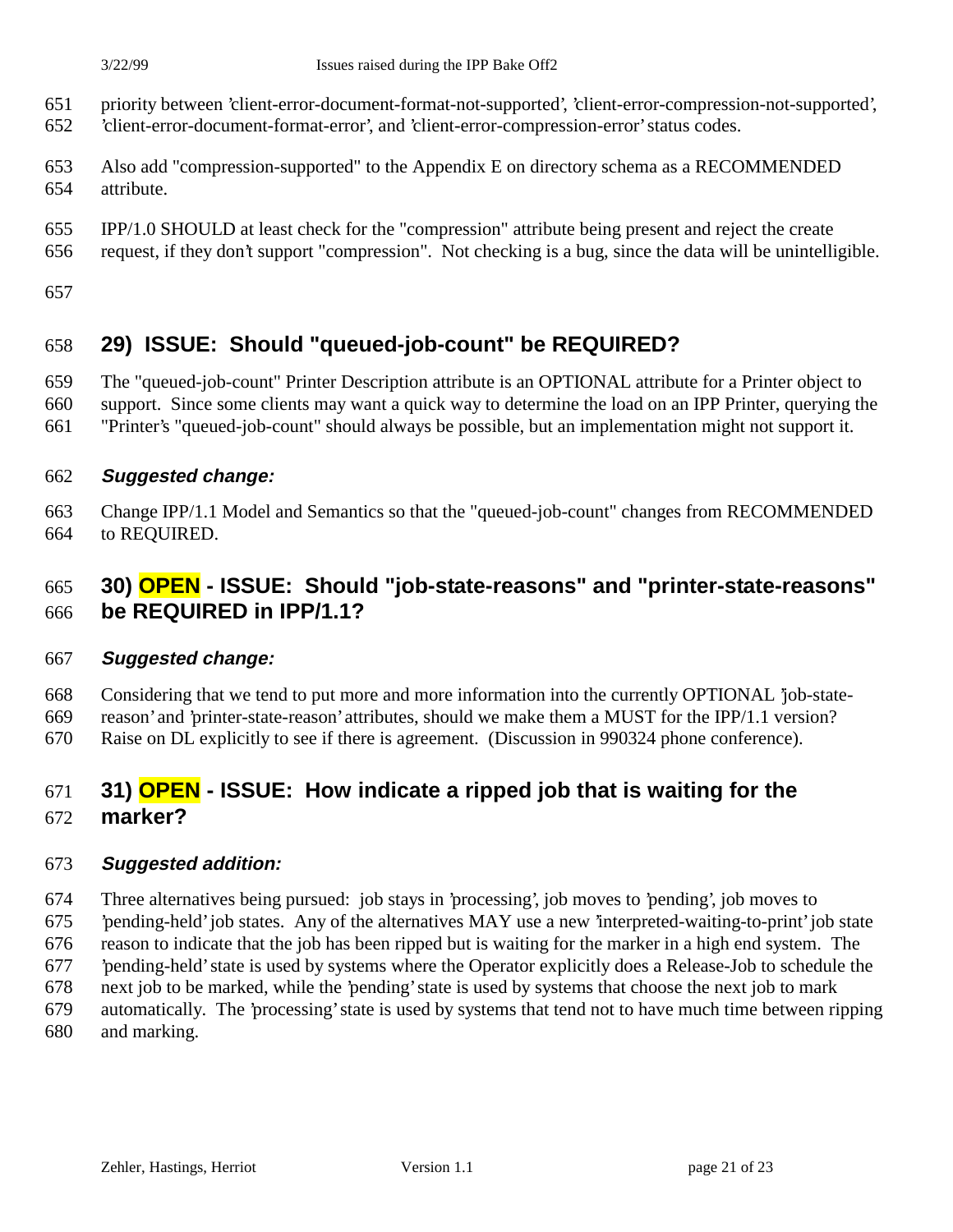priority between 'client-error-document-format-not-supported', 'client-error-compression-not-supported', 'client-error-document-format-error', and 'client-error-compression-error' status codes.

Also add "compression-supported" to the Appendix E on directory schema as a RECOMMENDED attribute.

IPP/1.0 SHOULD at least check for the "compression" attribute being present and reject the create request, if they don't support "compression". Not checking is a bug, since the data will be unintelligible.

## 29) ISSUE: Should "queued-job-count" be REQUIRED?

The "queued-job-count" Printer Description attribute is an OPTIONAL attribute for a Printer object to support. Since some clients may want a quick way to determine the load on an IPP Printer, querying the "Printer's "queued-job-count" should always be possible, but an implementation might not support it.

### *Suggested change:*

Change IPP/1.1 Model and Semantics so that the "queued-job-count" changes from RECOMMENDED to REQUIRED.

## 30) OPEN - ISSUE: Should "job-state-reasons" and "printer-state-reasons" be REQUIRED in IPP/1.1?

### *Suggested change:*

Considering that we tend to put more and more information into the currently OPTIONAL 'job-state-reason' and 'printer-state-reason' attributes, should we make them a MUST for the IPP/1.1 version? Raise on DL explicitly to see if there is agreement. (Discussion in 990324 phone conference).

## 31) OPEN - ISSUE: How indicate a ripped job that is waiting for the marker?

### *Suggested addition:*

Three alternatives being pursued: job stays in 'processing', job moves to 'pending', job moves to 'pending-held' job states. Any of the alternatives MAY use a new 'interpreted-waiting-to-print' job state reason to indicate that the job has been ripped but is waiting for the marker in a high end system. The 'pending-held' state is used by systems where the Operator explicitly does a Release-Job to schedule the next job to be marked, while the 'pending' state is used by systems that choose the next job to mark automatically. The 'processing' state is used by systems that tend not to have much time between ripping and marking.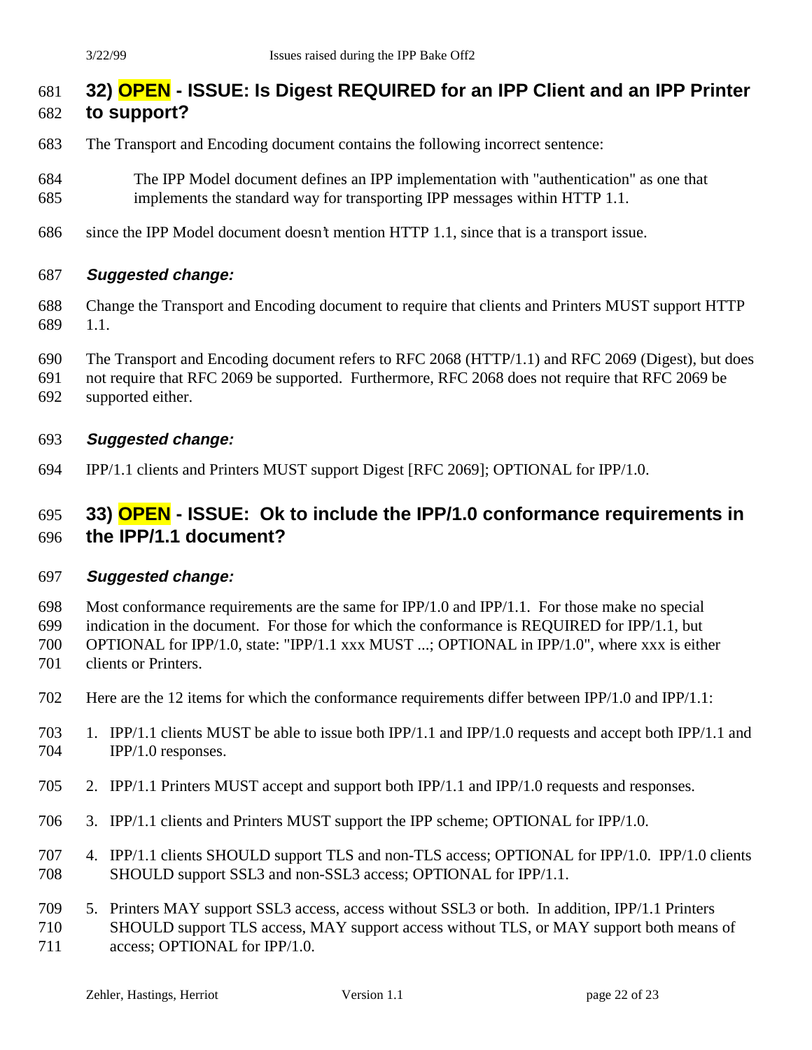## 32) OPEN - ISSUE: Is Digest REQUIRED for an IPP Client and an IPP Printer to support?

The Transport and Encoding document contains the following incorrect sentence:

> The IPP Model document defines an IPP implementation with "authentication" as one that implements the standard way for transporting IPP messages within HTTP 1.1.

since the IPP Model document doesn't mention HTTP 1.1, since that is a transport issue.

***Suggested change:***

Change the Transport and Encoding document to require that clients and Printers MUST support HTTP 1.1.

The Transport and Encoding document refers to RFC 2068 (HTTP/1.1) and RFC 2069 (Digest), but does not require that RFC 2069 be supported. Furthermore, RFC 2068 does not require that RFC 2069 be supported either.

***Suggested change:***

IPP/1.1 clients and Printers MUST support Digest [RFC 2069]; OPTIONAL for IPP/1.0.

## 33) OPEN - ISSUE: Ok to include the IPP/1.0 conformance requirements in the IPP/1.1 document?

***Suggested change:***

Most conformance requirements are the same for IPP/1.0 and IPP/1.1. For those make no special indication in the document. For those for which the conformance is REQUIRED for IPP/1.1, but OPTIONAL for IPP/1.0, state: "IPP/1.1 xxx MUST ...; OPTIONAL in IPP/1.0", where xxx is either clients or Printers.

Here are the 12 items for which the conformance requirements differ between IPP/1.0 and IPP/1.1:

1. IPP/1.1 clients MUST be able to issue both IPP/1.1 and IPP/1.0 requests and accept both IPP/1.1 and IPP/1.0 responses.
2. IPP/1.1 Printers MUST accept and support both IPP/1.1 and IPP/1.0 requests and responses.
3. IPP/1.1 clients and Printers MUST support the IPP scheme; OPTIONAL for IPP/1.0.
4. IPP/1.1 clients SHOULD support TLS and non-TLS access; OPTIONAL for IPP/1.0. IPP/1.0 clients SHOULD support SSL3 and non-SSL3 access; OPTIONAL for IPP/1.1.
5. Printers MAY support SSL3 access, access without SSL3 or both. In addition, IPP/1.1 Printers SHOULD support TLS access, MAY support access without TLS, or MAY support both means of access; OPTIONAL for IPP/1.0.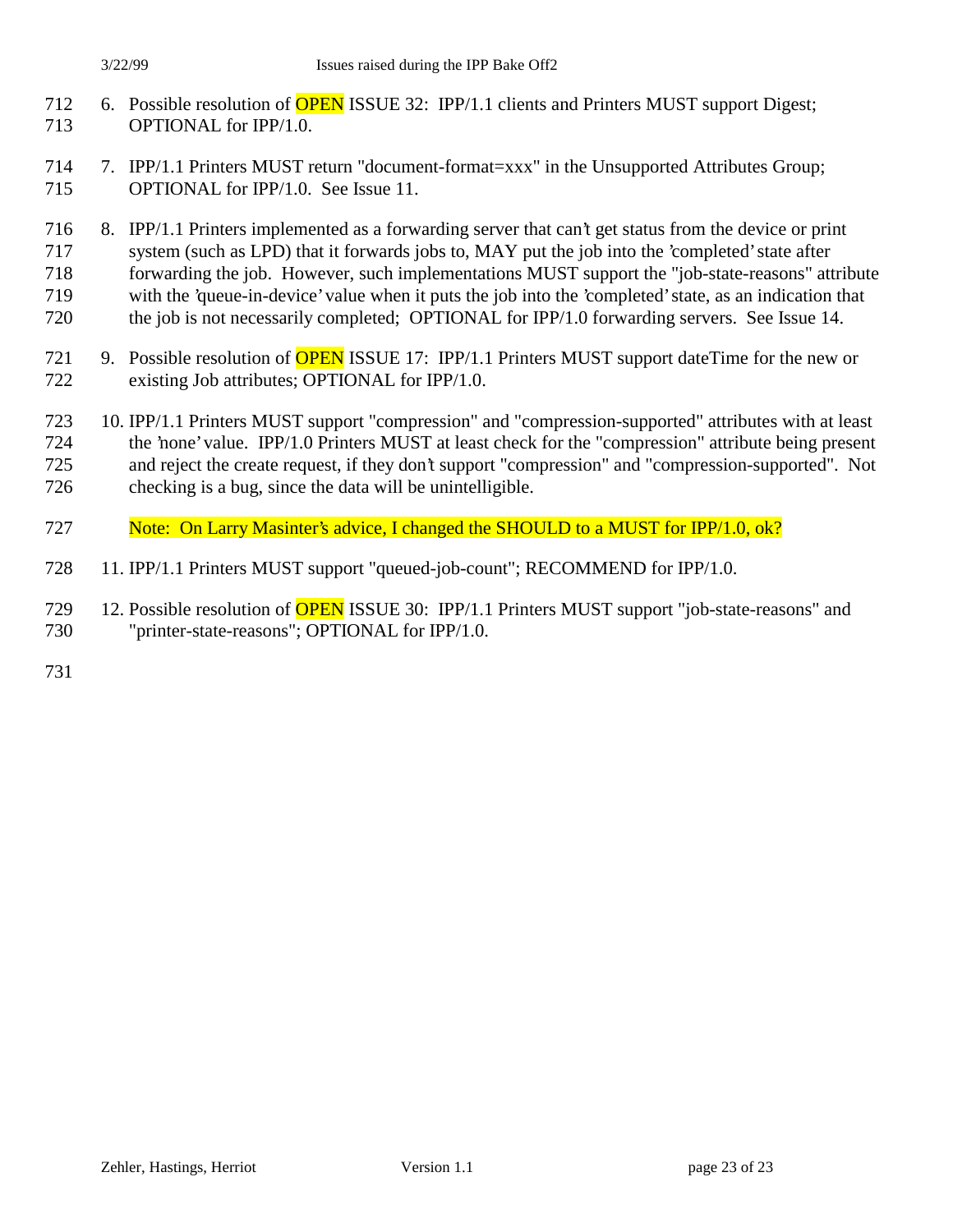6. Possible resolution of OPEN ISSUE 32: IPP/1.1 clients and Printers MUST support Digest; OPTIONAL for IPP/1.0.

7. IPP/1.1 Printers MUST return "document-format=xxx" in the Unsupported Attributes Group; OPTIONAL for IPP/1.0. See Issue 11.

8. IPP/1.1 Printers implemented as a forwarding server that can't get status from the device or print system (such as LPD) that it forwards jobs to, MAY put the job into the 'completed' state after forwarding the job. However, such implementations MUST support the "job-state-reasons" attribute with the 'queue-in-device' value when it puts the job into the 'completed' state, as an indication that the job is not necessarily completed; OPTIONAL for IPP/1.0 forwarding servers. See Issue 14.

9. Possible resolution of OPEN ISSUE 17: IPP/1.1 Printers MUST support dateTime for the new or existing Job attributes; OPTIONAL for IPP/1.0.

10. IPP/1.1 Printers MUST support "compression" and "compression-supported" attributes with at least the 'none' value. IPP/1.0 Printers MUST at least check for the "compression" attribute being present and reject the create request, if they don't support "compression" and "compression-supported". Not checking is a bug, since the data will be unintelligible.

    Note: On Larry Masinter's advice, I changed the SHOULD to a MUST for IPP/1.0, ok?

11. IPP/1.1 Printers MUST support "queued-job-count"; RECOMMEND for IPP/1.0.

12. Possible resolution of OPEN ISSUE 30: IPP/1.1 Printers MUST support "job-state-reasons" and "printer-state-reasons"; OPTIONAL for IPP/1.0.